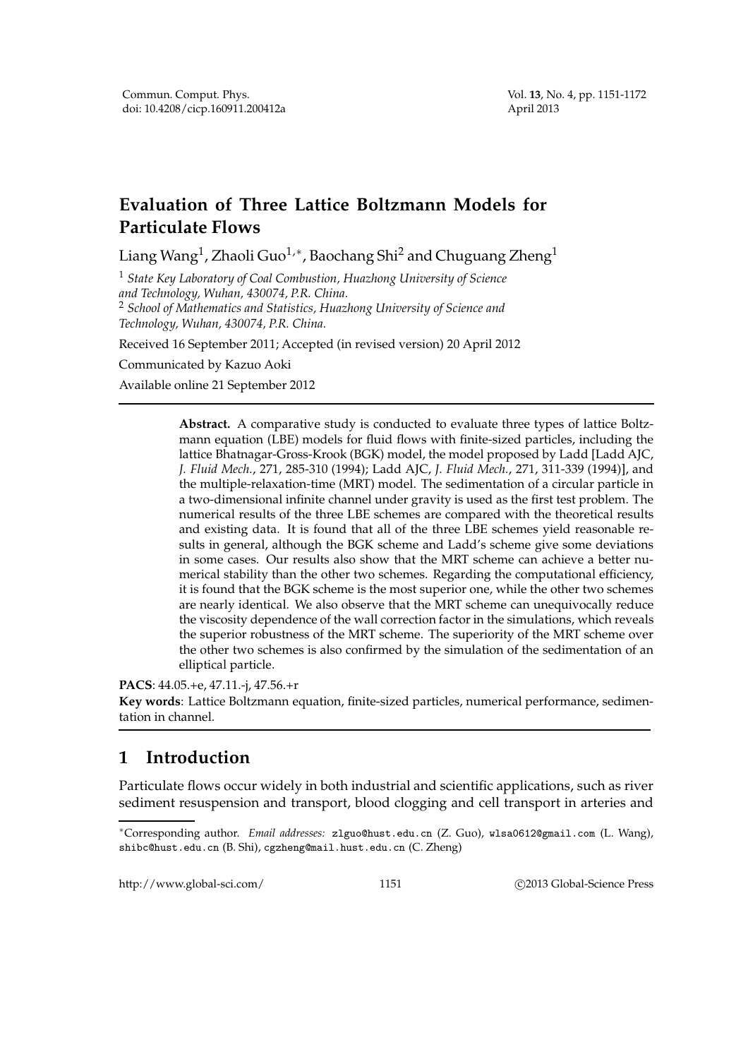# Evaluation of Three Lattice Boltzmann Models for Particulate Flows

Liang Wang[1], Zhaoli Guo[1,*], Baochang Shi[2] and Chuguang Zheng[1]

[1] *State Key Laboratory of Coal Combustion, Huazhong University of Science and Technology, Wuhan, 430074, P.R. China.*

[2] *School of Mathematics and Statistics, Huazhong University of Science and Technology, Wuhan, 430074, P.R. China.*

Received 16 September 2011; Accepted (in revised version) 20 April 2012

Communicated by Kazuo Aoki

Available online 21 September 2012

**Abstract.** A comparative study is conducted to evaluate three types of lattice Boltzmann equation (LBE) models for fluid flows with finite-sized particles, including the lattice Bhatnagar-Gross-Krook (BGK) model, the model proposed by Ladd [Ladd AJC, *J. Fluid Mech.*, 271, 285-310 (1994); Ladd AJC, *J. Fluid Mech.*, 271, 311-339 (1994)], and the multiple-relaxation-time (MRT) model. The sedimentation of a circular particle in a two-dimensional infinite channel under gravity is used as the first test problem. The numerical results of the three LBE schemes are compared with the theoretical results and existing data. It is found that all of the three LBE schemes yield reasonable results in general, although the BGK scheme and Ladd's scheme give some deviations in some cases. Our results also show that the MRT scheme can achieve a better numerical stability than the other two schemes. Regarding the computational efficiency, it is found that the BGK scheme is the most superior one, while the other two schemes are nearly identical. We also observe that the MRT scheme can unequivocally reduce the viscosity dependence of the wall correction factor in the simulations, which reveals the superior robustness of the MRT scheme. The superiority of the MRT scheme over the other two schemes is also confirmed by the simulation of the sedimentation of an elliptical particle.

**PACS**: 44.05.+e, 47.11.-j, 47.56.+r

**Key words**: Lattice Boltzmann equation, finite-sized particles, numerical performance, sedimentation in channel.

## 1 Introduction

Particulate flows occur widely in both industrial and scientific applications, such as river sediment resuspension and transport, blood clogging and cell transport in arteries and

---

*Corresponding author. *Email addresses:* zlguo@hust.edu.cn (Z. Guo), wlsa0612@gmail.com (L. Wang), shibc@hust.edu.cn (B. Shi), cgzheng@mail.hust.edu.cn (C. Zheng)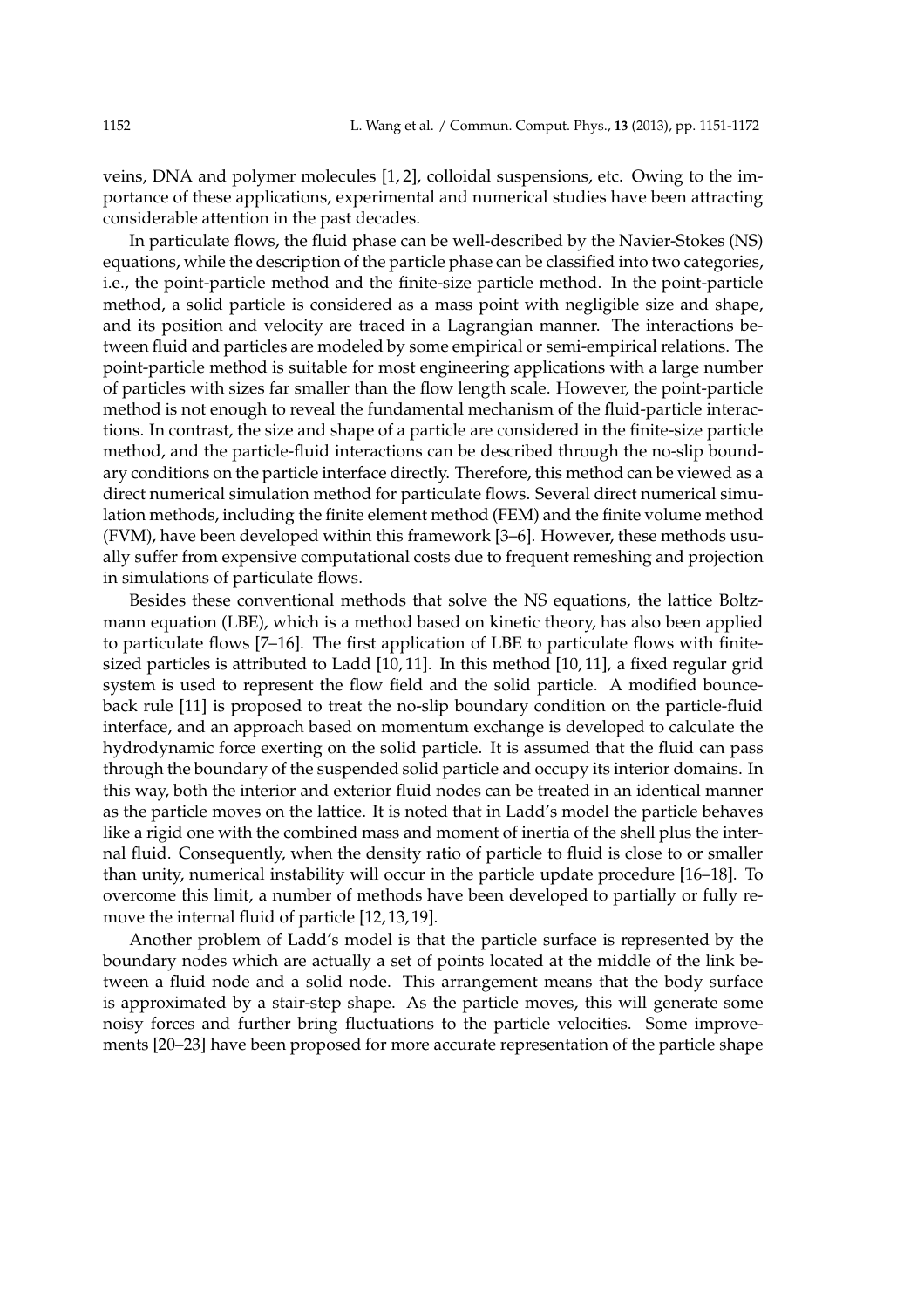veins, DNA and polymer molecules [1, 2], colloidal suspensions, etc. Owing to the importance of these applications, experimental and numerical studies have been attracting considerable attention in the past decades.

In particulate flows, the fluid phase can be well-described by the Navier-Stokes (NS) equations, while the description of the particle phase can be classified into two categories, i.e., the point-particle method and the finite-size particle method. In the point-particle method, a solid particle is considered as a mass point with negligible size and shape, and its position and velocity are traced in a Lagrangian manner. The interactions between fluid and particles are modeled by some empirical or semi-empirical relations. The point-particle method is suitable for most engineering applications with a large number of particles with sizes far smaller than the flow length scale. However, the point-particle method is not enough to reveal the fundamental mechanism of the fluid-particle interactions. In contrast, the size and shape of a particle are considered in the finite-size particle method, and the particle-fluid interactions can be described through the no-slip boundary conditions on the particle interface directly. Therefore, this method can be viewed as a direct numerical simulation method for particulate flows. Several direct numerical simulation methods, including the finite element method (FEM) and the finite volume method (FVM), have been developed within this framework [3–6]. However, these methods usually suffer from expensive computational costs due to frequent remeshing and projection in simulations of particulate flows.

Besides these conventional methods that solve the NS equations, the lattice Boltzmann equation (LBE), which is a method based on kinetic theory, has also been applied to particulate flows [7–16]. The first application of LBE to particulate flows with finite-sized particles is attributed to Ladd [10, 11]. In this method [10, 11], a fixed regular grid system is used to represent the flow field and the solid particle. A modified bounce-back rule [11] is proposed to treat the no-slip boundary condition on the particle-fluid interface, and an approach based on momentum exchange is developed to calculate the hydrodynamic force exerting on the solid particle. It is assumed that the fluid can pass through the boundary of the suspended solid particle and occupy its interior domains. In this way, both the interior and exterior fluid nodes can be treated in an identical manner as the particle moves on the lattice. It is noted that in Ladd's model the particle behaves like a rigid one with the combined mass and moment of inertia of the shell plus the internal fluid. Consequently, when the density ratio of particle to fluid is close to or smaller than unity, numerical instability will occur in the particle update procedure [16–18]. To overcome this limit, a number of methods have been developed to partially or fully remove the internal fluid of particle [12, 13, 19].

Another problem of Ladd's model is that the particle surface is represented by the boundary nodes which are actually a set of points located at the middle of the link between a fluid node and a solid node. This arrangement means that the body surface is approximated by a stair-step shape. As the particle moves, this will generate some noisy forces and further bring fluctuations to the particle velocities. Some improvements [20–23] have been proposed for more accurate representation of the particle shape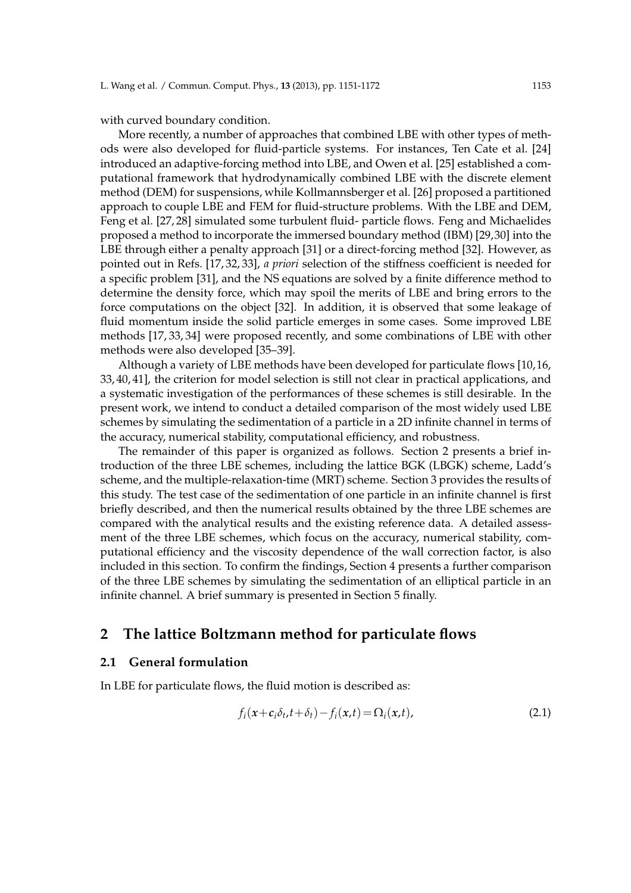with curved boundary condition.

More recently, a number of approaches that combined LBE with other types of methods were also developed for fluid-particle systems. For instances, Ten Cate et al. [24] introduced an adaptive-forcing method into LBE, and Owen et al. [25] established a computational framework that hydrodynamically combined LBE with the discrete element method (DEM) for suspensions, while Kollmannsberger et al. [26] proposed a partitioned approach to couple LBE and FEM for fluid-structure problems. With the LBE and DEM, Feng et al. [27,28] simulated some turbulent fluid- particle flows. Feng and Michaelides proposed a method to incorporate the immersed boundary method (IBM) [29,30] into the LBE through either a penalty approach [31] or a direct-forcing method [32]. However, as pointed out in Refs. [17,32,33], *a priori* selection of the stiffness coefficient is needed for a specific problem [31], and the NS equations are solved by a finite difference method to determine the density force, which may spoil the merits of LBE and bring errors to the force computations on the object [32]. In addition, it is observed that some leakage of fluid momentum inside the solid particle emerges in some cases. Some improved LBE methods [17,33,34] were proposed recently, and some combinations of LBE with other methods were also developed [35–39].

Although a variety of LBE methods have been developed for particulate flows [10,16, 33,40,41], the criterion for model selection is still not clear in practical applications, and a systematic investigation of the performances of these schemes is still desirable. In the present work, we intend to conduct a detailed comparison of the most widely used LBE schemes by simulating the sedimentation of a particle in a 2D infinite channel in terms of the accuracy, numerical stability, computational efficiency, and robustness.

The remainder of this paper is organized as follows. Section 2 presents a brief introduction of the three LBE schemes, including the lattice BGK (LBGK) scheme, Ladd's scheme, and the multiple-relaxation-time (MRT) scheme. Section 3 provides the results of this study. The test case of the sedimentation of one particle in an infinite channel is first briefly described, and then the numerical results obtained by the three LBE schemes are compared with the analytical results and the existing reference data. A detailed assessment of the three LBE schemes, which focus on the accuracy, numerical stability, computational efficiency and the viscosity dependence of the wall correction factor, is also included in this section. To confirm the findings, Section 4 presents a further comparison of the three LBE schemes by simulating the sedimentation of an elliptical particle in an infinite channel. A brief summary is presented in Section 5 finally.

## 2 The lattice Boltzmann method for particulate flows

### 2.1 General formulation

In LBE for particulate flows, the fluid motion is described as:

$$f_i(\boldsymbol{x}+\boldsymbol{c}_i\delta_t, t+\delta_t) - f_i(\boldsymbol{x},t) = \Omega_i(\boldsymbol{x},t), \tag{2.1}$$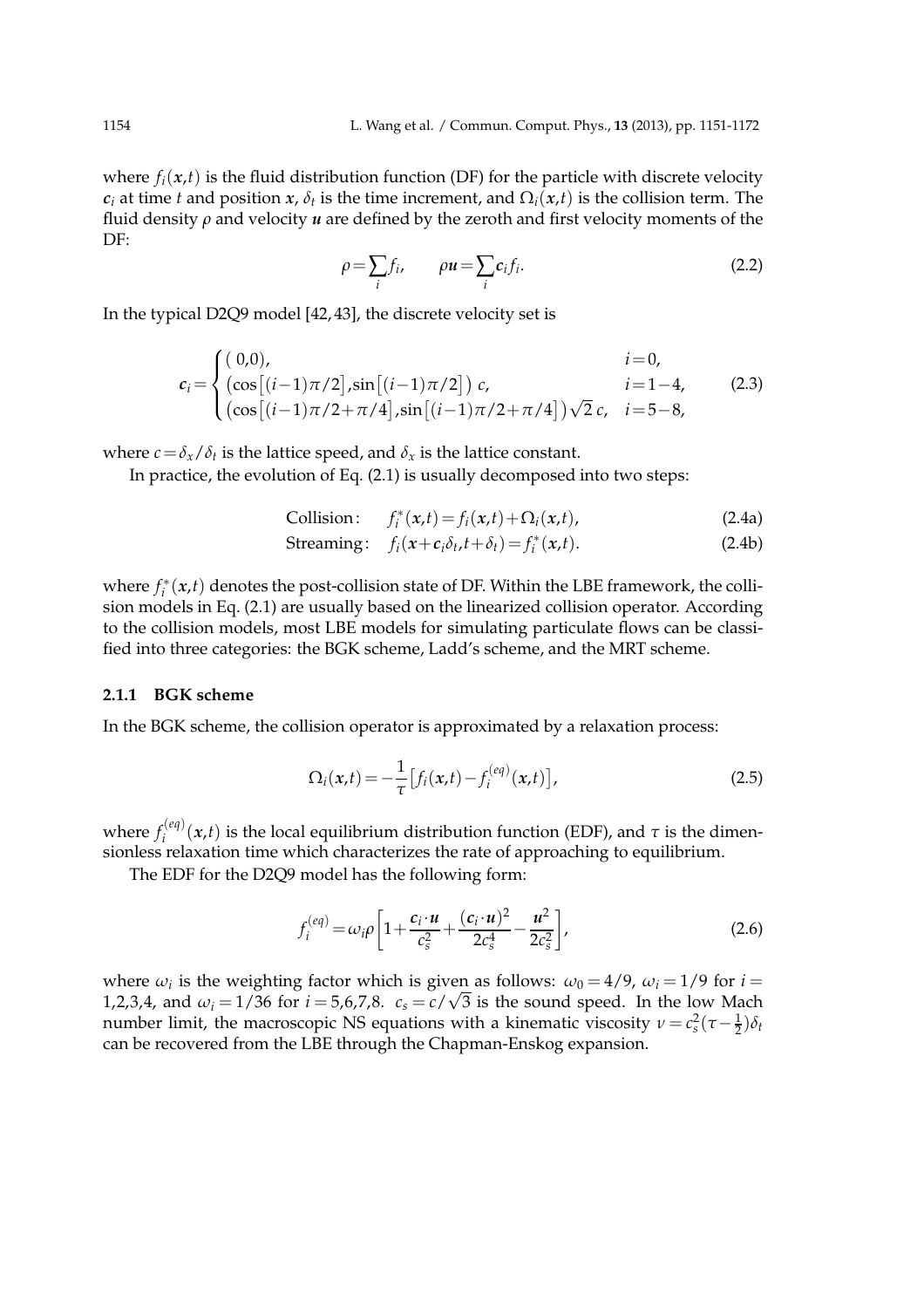where $f_i(\boldsymbol{x},t)$ is the fluid distribution function (DF) for the particle with discrete velocity $\boldsymbol{c}_i$ at time $t$ and position $\boldsymbol{x}$, $\delta_t$ is the time increment, and $\Omega_i(\boldsymbol{x},t)$ is the collision term. The fluid density $\rho$ and velocity $\boldsymbol{u}$ are defined by the zeroth and first velocity moments of the DF:

$$\rho=\sum_i f_i, \qquad \rho\boldsymbol{u}=\sum_i \boldsymbol{c}_i f_i. \tag{2.2}$$

In the typical D2Q9 model [42, 43], the discrete velocity set is

$$\boldsymbol{c}_i=\begin{cases}(0,0), & i=0,\\ \left(\cos\left[(i-1)\pi/2\right],\sin\left[(i-1)\pi/2\right]\right)c, & i=1-4,\\ \left(\cos\left[(i-1)\pi/2+\pi/4\right],\sin\left[(i-1)\pi/2+\pi/4\right]\right)\sqrt{2}\,c, & i=5-8,\end{cases} \tag{2.3}$$

where $c=\delta_x/\delta_t$ is the lattice speed, and $\delta_x$ is the lattice constant.

In practice, the evolution of Eq. (2.1) is usually decomposed into two steps:

$$\text{Collision:}\quad f_i^*(\boldsymbol{x},t)=f_i(\boldsymbol{x},t)+\Omega_i(\boldsymbol{x},t), \tag{2.4a}$$

$$\text{Streaming:}\quad f_i(\boldsymbol{x}+\boldsymbol{c}_i\delta_t,t+\delta_t)=f_i^*(\boldsymbol{x},t). \tag{2.4b}$$

where $f_i^*(\boldsymbol{x},t)$ denotes the post-collision state of DF. Within the LBE framework, the collision models in Eq. (2.1) are usually based on the linearized collision operator. According to the collision models, most LBE models for simulating particulate flows can be classified into three categories: the BGK scheme, Ladd's scheme, and the MRT scheme.

#### 2.1.1 BGK scheme

In the BGK scheme, the collision operator is approximated by a relaxation process:

$$\Omega_i(\boldsymbol{x},t)=-\frac{1}{\tau}\left[f_i(\boldsymbol{x},t)-f_i^{(eq)}(\boldsymbol{x},t)\right], \tag{2.5}$$

where $f_i^{(eq)}(\boldsymbol{x},t)$ is the local equilibrium distribution function (EDF), and $\tau$ is the dimensionless relaxation time which characterizes the rate of approaching to equilibrium.

The EDF for the D2Q9 model has the following form:

$$f_i^{(eq)}=\omega_i\rho\left[1+\frac{\boldsymbol{c}_i\cdot\boldsymbol{u}}{c_s^2}+\frac{(\boldsymbol{c}_i\cdot\boldsymbol{u})^2}{2c_s^4}-\frac{\boldsymbol{u}^2}{2c_s^2}\right], \tag{2.6}$$

where $\omega_i$ is the weighting factor which is given as follows: $\omega_0=4/9$, $\omega_i=1/9$ for $i=1,2,3,4$, and $\omega_i=1/36$ for $i=5,6,7,8$. $c_s=c/\sqrt{3}$ is the sound speed. In the low Mach number limit, the macroscopic NS equations with a kinematic viscosity $\nu=c_s^2(\tau-\frac{1}{2})\delta_t$ can be recovered from the LBE through the Chapman-Enskog expansion.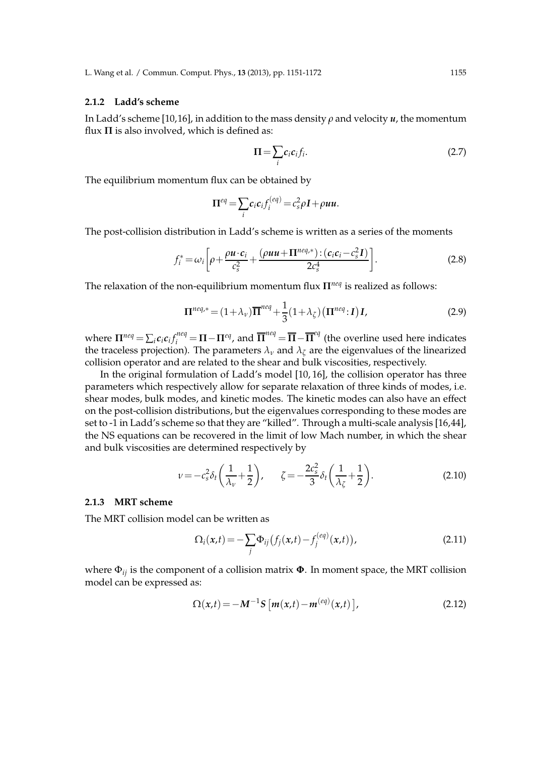### 2.1.2 Ladd's scheme

In Ladd's scheme [10,16], in addition to the mass density $\rho$ and velocity $\boldsymbol{u}$, the momentum flux $\boldsymbol{\Pi}$ is also involved, which is defined as:

$$\boldsymbol{\Pi} = \sum_i \boldsymbol{c}_i \boldsymbol{c}_i f_i. \tag{2.7}$$

The equilibrium momentum flux can be obtained by

$$\boldsymbol{\Pi}^{eq} = \sum_i \boldsymbol{c}_i \boldsymbol{c}_i f_i^{(eq)} = c_s^2 \rho \boldsymbol{I} + \rho \boldsymbol{u}\boldsymbol{u}.$$

The post-collision distribution in Ladd's scheme is written as a series of the moments

$$f_i^* = \omega_i \left[ \rho + \frac{\rho \boldsymbol{u} \cdot \boldsymbol{c}_i}{c_s^2} + \frac{(\rho \boldsymbol{u}\boldsymbol{u} + \boldsymbol{\Pi}^{neq,*}) : (\boldsymbol{c}_i \boldsymbol{c}_i - c_s^2 \boldsymbol{I})}{2c_s^4} \right]. \tag{2.8}$$

The relaxation of the non-equilibrium momentum flux $\boldsymbol{\Pi}^{neq}$ is realized as follows:

$$\boldsymbol{\Pi}^{neq,*} = (1+\lambda_\nu) \overline{\boldsymbol{\Pi}}^{neq} + \frac{1}{3}(1+\lambda_\zeta) \left( \boldsymbol{\Pi}^{neq} : \boldsymbol{I} \right) \boldsymbol{I}, \tag{2.9}$$

where $\boldsymbol{\Pi}^{neq} = \sum_i \boldsymbol{c}_i \boldsymbol{c}_i f_i^{neq} = \boldsymbol{\Pi} - \boldsymbol{\Pi}^{eq}$, and $\overline{\boldsymbol{\Pi}}^{neq} = \overline{\boldsymbol{\Pi}} - \overline{\boldsymbol{\Pi}}^{eq}$ (the overline used here indicates the traceless projection). The parameters $\lambda_\nu$ and $\lambda_\zeta$ are the eigenvalues of the linearized collision operator and are related to the shear and bulk viscosities, respectively.

In the original formulation of Ladd's model [10, 16], the collision operator has three parameters which respectively allow for separate relaxation of three kinds of modes, i.e. shear modes, bulk modes, and kinetic modes. The kinetic modes can also have an effect on the post-collision distributions, but the eigenvalues corresponding to these modes are set to -1 in Ladd's scheme so that they are "killed". Through a multi-scale analysis [16,44], the NS equations can be recovered in the limit of low Mach number, in which the shear and bulk viscosities are determined respectively by

$$\nu = -c_s^2 \delta_t \left( \frac{1}{\lambda_\nu} + \frac{1}{2} \right), \qquad \zeta = -\frac{2c_s^2}{3} \delta_t \left( \frac{1}{\lambda_\zeta} + \frac{1}{2} \right). \tag{2.10}$$

### 2.1.3 MRT scheme

The MRT collision model can be written as

$$\Omega_i(\boldsymbol{x},t) = -\sum_j \Phi_{ij} \left( f_j(\boldsymbol{x},t) - f_j^{(eq)}(\boldsymbol{x},t) \right), \tag{2.11}$$

where $\Phi_{ij}$ is the component of a collision matrix $\boldsymbol{\Phi}$. In moment space, the MRT collision model can be expressed as:

$$\Omega(\boldsymbol{x},t) = -\boldsymbol{M}^{-1} \boldsymbol{S} \left[ \boldsymbol{m}(\boldsymbol{x},t) - \boldsymbol{m}^{(eq)}(\boldsymbol{x},t) \right], \tag{2.12}$$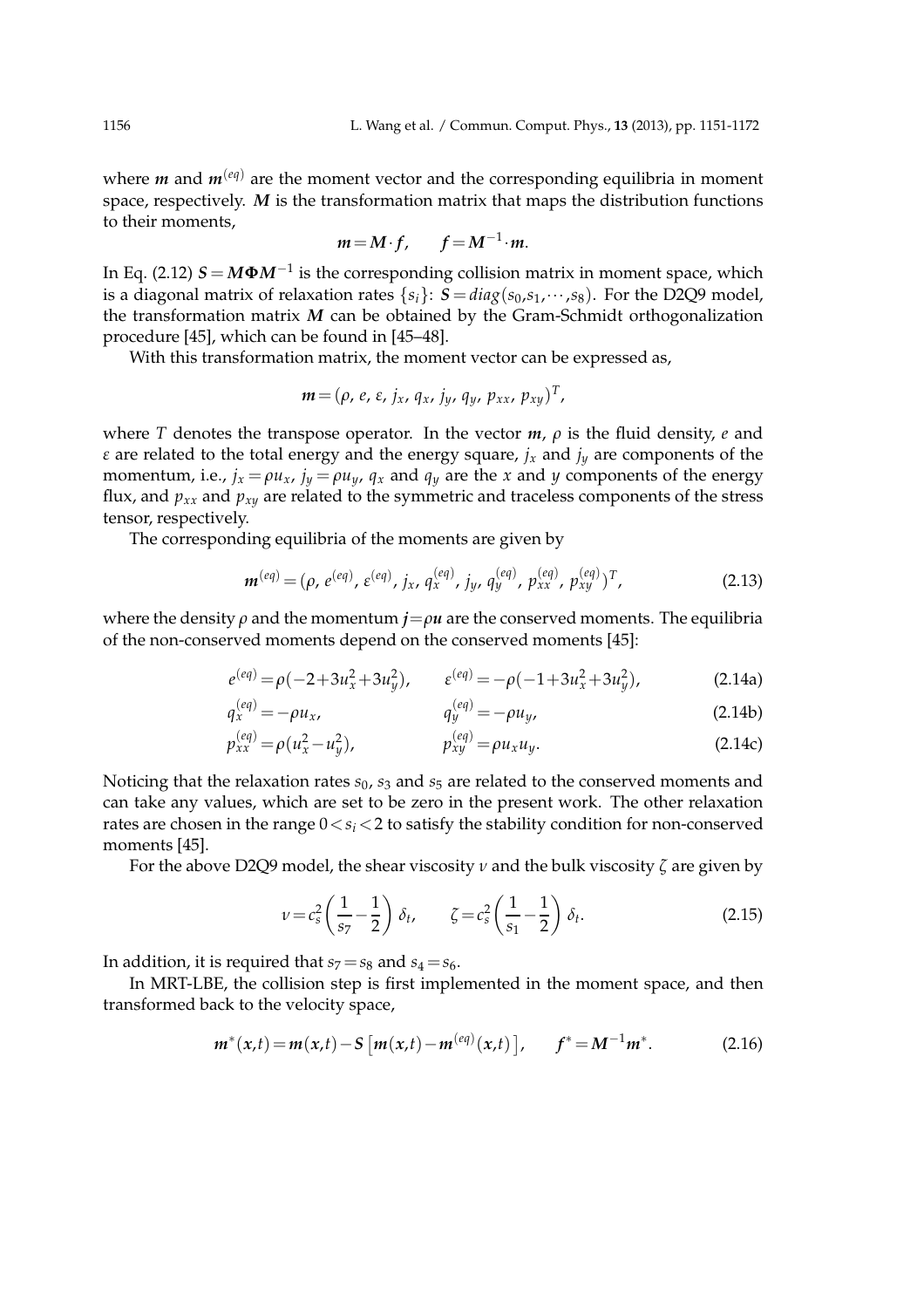where $\boldsymbol{m}$ and $\boldsymbol{m}^{(eq)}$ are the moment vector and the corresponding equilibria in moment space, respectively. $\boldsymbol{M}$ is the transformation matrix that maps the distribution functions to their moments,

$$\boldsymbol{m} = \boldsymbol{M} \cdot \boldsymbol{f}, \qquad \boldsymbol{f} = \boldsymbol{M}^{-1} \cdot \boldsymbol{m}.$$

In Eq. (2.12) $\boldsymbol{S} = \boldsymbol{M}\boldsymbol{\Phi}\boldsymbol{M}^{-1}$ is the corresponding collision matrix in moment space, which is a diagonal matrix of relaxation rates $\{s_i\}$: $\boldsymbol{S} = diag(s_0, s_1, \cdots, s_8)$. For the D2Q9 model, the transformation matrix $\boldsymbol{M}$ can be obtained by the Gram-Schmidt orthogonalization procedure [45], which can be found in [45–48].

With this transformation matrix, the moment vector can be expressed as,

$$\boldsymbol{m} = (\rho,\, e,\, \varepsilon,\, j_x,\, q_x,\, j_y,\, q_y,\, p_{xx},\, p_{xy})^T,$$

where $T$ denotes the transpose operator. In the vector $\boldsymbol{m}$, $\rho$ is the fluid density, $e$ and $\varepsilon$ are related to the total energy and the energy square, $j_x$ and $j_y$ are components of the momentum, i.e., $j_x = \rho u_x$, $j_y = \rho u_y$, $q_x$ and $q_y$ are the $x$ and $y$ components of the energy flux, and $p_{xx}$ and $p_{xy}$ are related to the symmetric and traceless components of the stress tensor, respectively.

The corresponding equilibria of the moments are given by

$$\boldsymbol{m}^{(eq)} = (\rho,\, e^{(eq)},\, \varepsilon^{(eq)},\, j_x,\, q_x^{(eq)},\, j_y,\, q_y^{(eq)},\, p_{xx}^{(eq)},\, p_{xy}^{(eq)})^T, \tag{2.13}$$

where the density $\rho$ and the momentum $\boldsymbol{j} = \rho \boldsymbol{u}$ are the conserved moments. The equilibria of the non-conserved moments depend on the conserved moments [45]:

$$e^{(eq)} = \rho(-2 + 3u_x^2 + 3u_y^2), \qquad \varepsilon^{(eq)} = -\rho(-1 + 3u_x^2 + 3u_y^2), \tag{2.14a}$$

$$q_x^{(eq)} = -\rho u_x, \qquad q_y^{(eq)} = -\rho u_y, \tag{2.14b}$$

$$p_{xx}^{(eq)} = \rho(u_x^2 - u_y^2), \qquad p_{xy}^{(eq)} = \rho u_x u_y. \tag{2.14c}$$

Noticing that the relaxation rates $s_0$, $s_3$ and $s_5$ are related to the conserved moments and can take any values, which are set to be zero in the present work. The other relaxation rates are chosen in the range $0 < s_i < 2$ to satisfy the stability condition for non-conserved moments [45].

For the above D2Q9 model, the shear viscosity $\nu$ and the bulk viscosity $\zeta$ are given by

$$\nu = c_s^2 \left( \frac{1}{s_7} - \frac{1}{2} \right) \delta_t, \qquad \zeta = c_s^2 \left( \frac{1}{s_1} - \frac{1}{2} \right) \delta_t. \tag{2.15}$$

In addition, it is required that $s_7 = s_8$ and $s_4 = s_6$.

In MRT-LBE, the collision step is first implemented in the moment space, and then transformed back to the velocity space,

$$\boldsymbol{m}^*(\boldsymbol{x},t) = \boldsymbol{m}(\boldsymbol{x},t) - \boldsymbol{S}\left[\boldsymbol{m}(\boldsymbol{x},t) - \boldsymbol{m}^{(eq)}(\boldsymbol{x},t)\right], \qquad \boldsymbol{f}^* = \boldsymbol{M}^{-1}\boldsymbol{m}^*. \tag{2.16}$$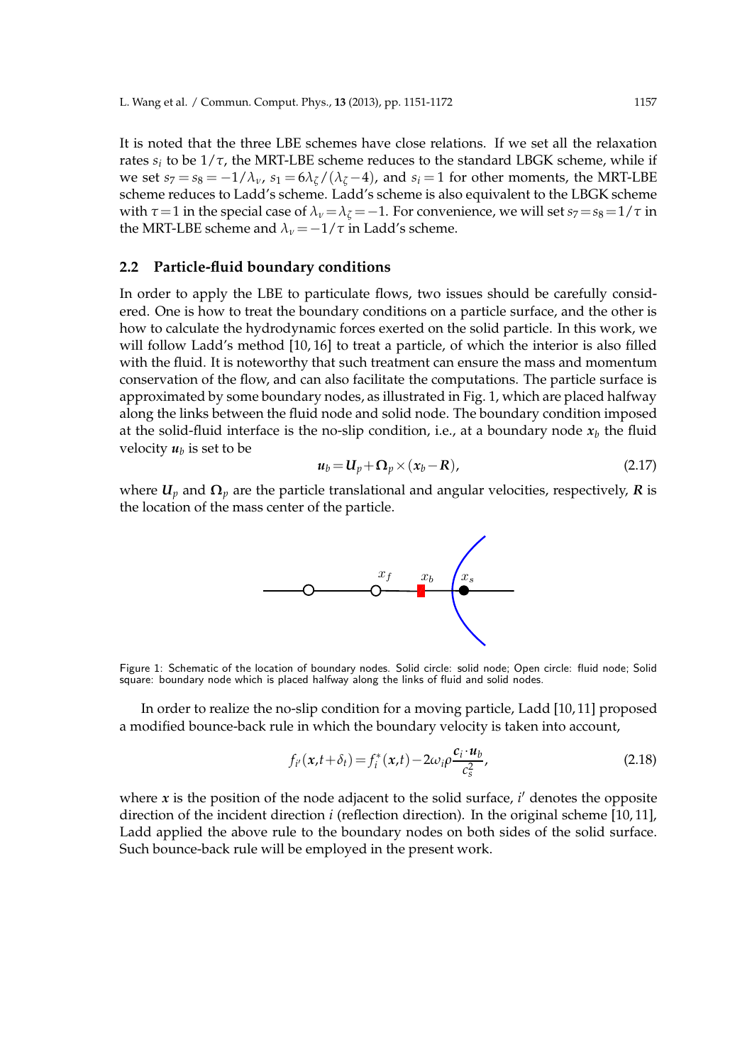It is noted that the three LBE schemes have close relations. If we set all the relaxation rates $s_i$ to be $1/\tau$, the MRT-LBE scheme reduces to the standard LBGK scheme, while if we set $s_7 = s_8 = -1/\lambda_\nu$, $s_1 = 6\lambda_\zeta/(\lambda_\zeta - 4)$, and $s_i = 1$ for other moments, the MRT-LBE scheme reduces to Ladd's scheme. Ladd's scheme is also equivalent to the LBGK scheme with $\tau = 1$ in the special case of $\lambda_\nu = \lambda_\zeta = -1$. For convenience, we will set $s_7 = s_8 = 1/\tau$ in the MRT-LBE scheme and $\lambda_\nu = -1/\tau$ in Ladd's scheme.

### 2.2 Particle-fluid boundary conditions

In order to apply the LBE to particulate flows, two issues should be carefully considered. One is how to treat the boundary conditions on a particle surface, and the other is how to calculate the hydrodynamic forces exerted on the solid particle. In this work, we will follow Ladd's method [10, 16] to treat a particle, of which the interior is also filled with the fluid. It is noteworthy that such treatment can ensure the mass and momentum conservation of the flow, and can also facilitate the computations. The particle surface is approximated by some boundary nodes, as illustrated in Fig. 1, which are placed halfway along the links between the fluid node and solid node. The boundary condition imposed at the solid-fluid interface is the no-slip condition, i.e., at a boundary node $\boldsymbol{x}_b$ the fluid velocity $\boldsymbol{u}_b$ is set to be

$$\boldsymbol{u}_b = \boldsymbol{U}_p + \boldsymbol{\Omega}_p \times (\boldsymbol{x}_b - \boldsymbol{R}), \tag{2.17}$$

where $\boldsymbol{U}_p$ and $\boldsymbol{\Omega}_p$ are the particle translational and angular velocities, respectively, $\boldsymbol{R}$ is the location of the mass center of the particle.

Figure 1: Schematic of the location of boundary nodes. Solid circle: solid node; Open circle: fluid node; Solid square: boundary node which is placed halfway along the links of fluid and solid nodes.

In order to realize the no-slip condition for a moving particle, Ladd [10, 11] proposed a modified bounce-back rule in which the boundary velocity is taken into account,

$$f_{i'}(\boldsymbol{x}, t + \delta_t) = f_i^*(\boldsymbol{x}, t) - 2\omega_i \rho \frac{\boldsymbol{c}_i \cdot \boldsymbol{u}_b}{c_s^2}, \tag{2.18}$$

where $\boldsymbol{x}$ is the position of the node adjacent to the solid surface, $i'$ denotes the opposite direction of the incident direction $i$ (reflection direction). In the original scheme [10, 11], Ladd applied the above rule to the boundary nodes on both sides of the solid surface. Such bounce-back rule will be employed in the present work.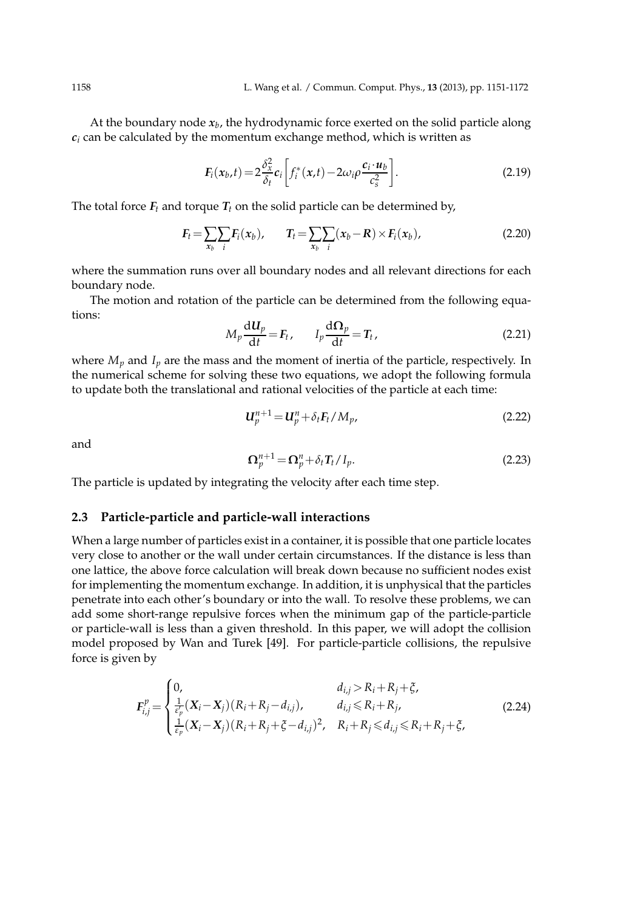At the boundary node $\boldsymbol{x}_b$, the hydrodynamic force exerted on the solid particle along $\boldsymbol{c}_i$ can be calculated by the momentum exchange method, which is written as

$$\boldsymbol{F}_i(\boldsymbol{x}_b,t)=2\frac{\delta_x^2}{\delta_t}\boldsymbol{c}_i\left[f_i^*(\boldsymbol{x},t)-2\omega_i\rho\frac{\boldsymbol{c}_i\cdot\boldsymbol{u}_b}{c_s^2}\right]. \tag{2.19}$$

The total force $\boldsymbol{F}_t$ and torque $\boldsymbol{T}_t$ on the solid particle can be determined by,

$$\boldsymbol{F}_t=\sum_{\boldsymbol{x}_b}\sum_i\boldsymbol{F}_i(\boldsymbol{x}_b),\qquad \boldsymbol{T}_t=\sum_{\boldsymbol{x}_b}\sum_i(\boldsymbol{x}_b-\boldsymbol{R})\times\boldsymbol{F}_i(\boldsymbol{x}_b), \tag{2.20}$$

where the summation runs over all boundary nodes and all relevant directions for each boundary node.

The motion and rotation of the particle can be determined from the following equations:

$$M_p\frac{\mathrm{d}\boldsymbol{U}_p}{\mathrm{d}t}=\boldsymbol{F}_t,\qquad I_p\frac{\mathrm{d}\boldsymbol{\Omega}_p}{\mathrm{d}t}=\boldsymbol{T}_t, \tag{2.21}$$

where $M_p$ and $I_p$ are the mass and the moment of inertia of the particle, respectively. In the numerical scheme for solving these two equations, we adopt the following formula to update both the translational and rational velocities of the particle at each time:

$$\boldsymbol{U}_p^{n+1}=\boldsymbol{U}_p^n+\delta_t\boldsymbol{F}_t/M_p, \tag{2.22}$$

and

$$\boldsymbol{\Omega}_p^{n+1}=\boldsymbol{\Omega}_p^n+\delta_t\boldsymbol{T}_t/I_p. \tag{2.23}$$

The particle is updated by integrating the velocity after each time step.

### 2.3 Particle-particle and particle-wall interactions

When a large number of particles exist in a container, it is possible that one particle locates very close to another or the wall under certain circumstances. If the distance is less than one lattice, the above force calculation will break down because no sufficient nodes exist for implementing the momentum exchange. In addition, it is unphysical that the particles penetrate into each other's boundary or into the wall. To resolve these problems, we can add some short-range repulsive forces when the minimum gap of the particle-particle or particle-wall is less than a given threshold. In this paper, we will adopt the collision model proposed by Wan and Turek [49]. For particle-particle collisions, the repulsive force is given by

$$\boldsymbol{F}_{i,j}^p=\begin{cases}0, & d_{i,j}>R_i+R_j+\xi,\\ \frac{1}{\varepsilon_p'}(\boldsymbol{X}_i-\boldsymbol{X}_j)(R_i+R_j-d_{i,j}), & d_{i,j}\leqslant R_i+R_j,\\ \frac{1}{\varepsilon_p}(\boldsymbol{X}_i-\boldsymbol{X}_j)(R_i+R_j+\xi-d_{i,j})^2, & R_i+R_j\leqslant d_{i,j}\leqslant R_i+R_j+\xi,\end{cases} \tag{2.24}$$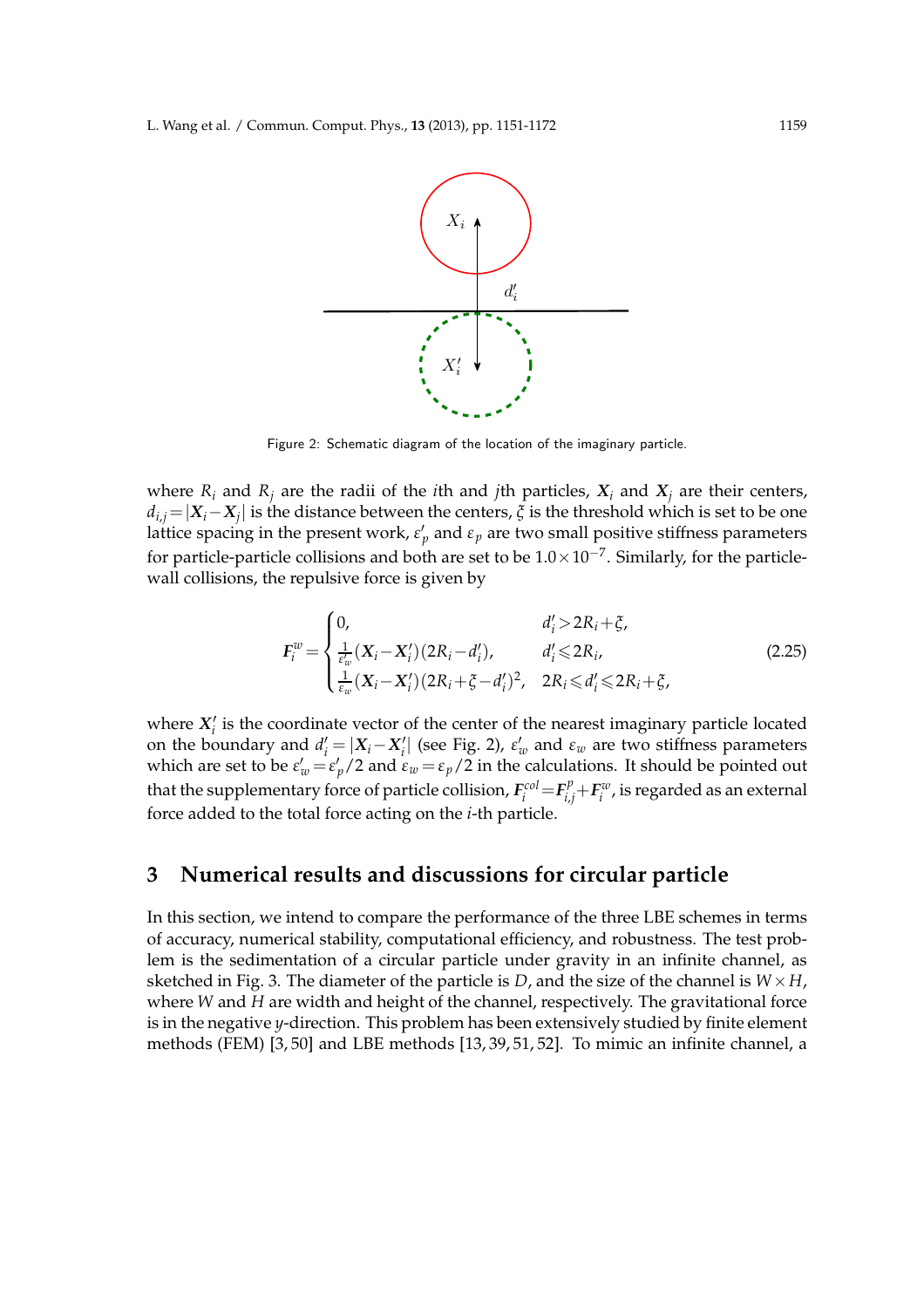Figure 2: Schematic diagram of the location of the imaginary particle.

where $R_i$ and $R_j$ are the radii of the $i$th and $j$th particles, $\boldsymbol{X}_i$ and $\boldsymbol{X}_j$ are their centers, $d_{i,j} = |\boldsymbol{X}_i - \boldsymbol{X}_j|$ is the distance between the centers, $\xi$ is the threshold which is set to be one lattice spacing in the present work, $\varepsilon'_p$ and $\varepsilon_p$ are two small positive stiffness parameters for particle-particle collisions and both are set to be $1.0 \times 10^{-7}$. Similarly, for the particle-wall collisions, the repulsive force is given by

$$
\boldsymbol{F}_i^w = \begin{cases} 0, & d'_i > 2R_i + \xi, \\ \frac{1}{\varepsilon'_w}(\boldsymbol{X}_i - \boldsymbol{X}'_i)(2R_i - d'_i), & d'_i \leqslant 2R_i, \\ \frac{1}{\varepsilon_w}(\boldsymbol{X}_i - \boldsymbol{X}'_i)(2R_i + \xi - d'_i)^2, & 2R_i \leqslant d'_i \leqslant 2R_i + \xi, \end{cases} \tag{2.25}
$$

where $\boldsymbol{X}'_i$ is the coordinate vector of the center of the nearest imaginary particle located on the boundary and $d'_i = |\boldsymbol{X}_i - \boldsymbol{X}'_i|$ (see Fig. 2), $\varepsilon'_w$ and $\varepsilon_w$ are two stiffness parameters which are set to be $\varepsilon'_w = \varepsilon'_p/2$ and $\varepsilon_w = \varepsilon_p/2$ in the calculations. It should be pointed out that the supplementary force of particle collision, $\boldsymbol{F}_i^{col} = \boldsymbol{F}_{i,j}^p + \boldsymbol{F}_i^w$, is regarded as an external force added to the total force acting on the $i$-th particle.

## 3 Numerical results and discussions for circular particle

In this section, we intend to compare the performance of the three LBE schemes in terms of accuracy, numerical stability, computational efficiency, and robustness. The test problem is the sedimentation of a circular particle under gravity in an infinite channel, as sketched in Fig. 3. The diameter of the particle is $D$, and the size of the channel is $W \times H$, where $W$ and $H$ are width and height of the channel, respectively. The gravitational force is in the negative $y$-direction. This problem has been extensively studied by finite element methods (FEM) [3, 50] and LBE methods [13, 39, 51, 52]. To mimic an infinite channel, a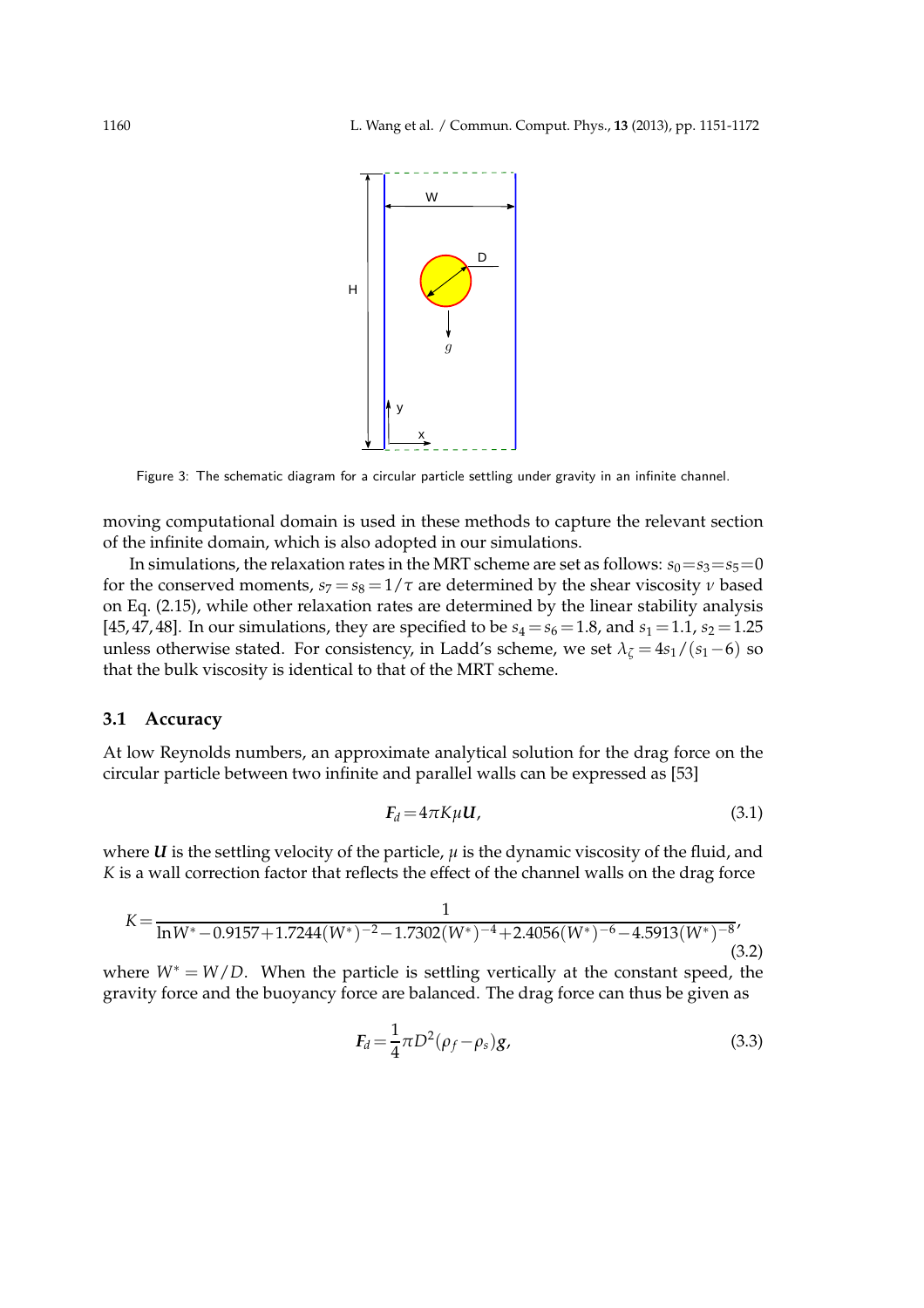Figure 3: The schematic diagram for a circular particle settling under gravity in an infinite channel.

moving computational domain is used in these methods to capture the relevant section of the infinite domain, which is also adopted in our simulations.

In simulations, the relaxation rates in the MRT scheme are set as follows: $s_0 = s_3 = s_5 = 0$ for the conserved moments, $s_7 = s_8 = 1/\tau$ are determined by the shear viscosity $\nu$ based on Eq. (2.15), while other relaxation rates are determined by the linear stability analysis [45,47,48]. In our simulations, they are specified to be $s_4 = s_6 = 1.8$, and $s_1 = 1.1$, $s_2 = 1.25$ unless otherwise stated. For consistency, in Ladd's scheme, we set $\lambda_\zeta = 4s_1/(s_1 - 6)$ so that the bulk viscosity is identical to that of the MRT scheme.

### 3.1 Accuracy

At low Reynolds numbers, an approximate analytical solution for the drag force on the circular particle between two infinite and parallel walls can be expressed as [53]

$$F_d = 4\pi K \mu \boldsymbol{U}, \tag{3.1}$$

where $\boldsymbol{U}$ is the settling velocity of the particle, $\mu$ is the dynamic viscosity of the fluid, and $K$ is a wall correction factor that reflects the effect of the channel walls on the drag force

$$K = \frac{1}{\ln W^* - 0.9157 + 1.7244(W^*)^{-2} - 1.7302(W^*)^{-4} + 2.4056(W^*)^{-6} - 4.5913(W^*)^{-8}}, \tag{3.2}$$

where $W^* = W/D$. When the particle is settling vertically at the constant speed, the gravity force and the buoyancy force are balanced. The drag force can thus be given as

$$F_d = \frac{1}{4}\pi D^2 (\rho_f - \rho_s)\boldsymbol{g}, \tag{3.3}$$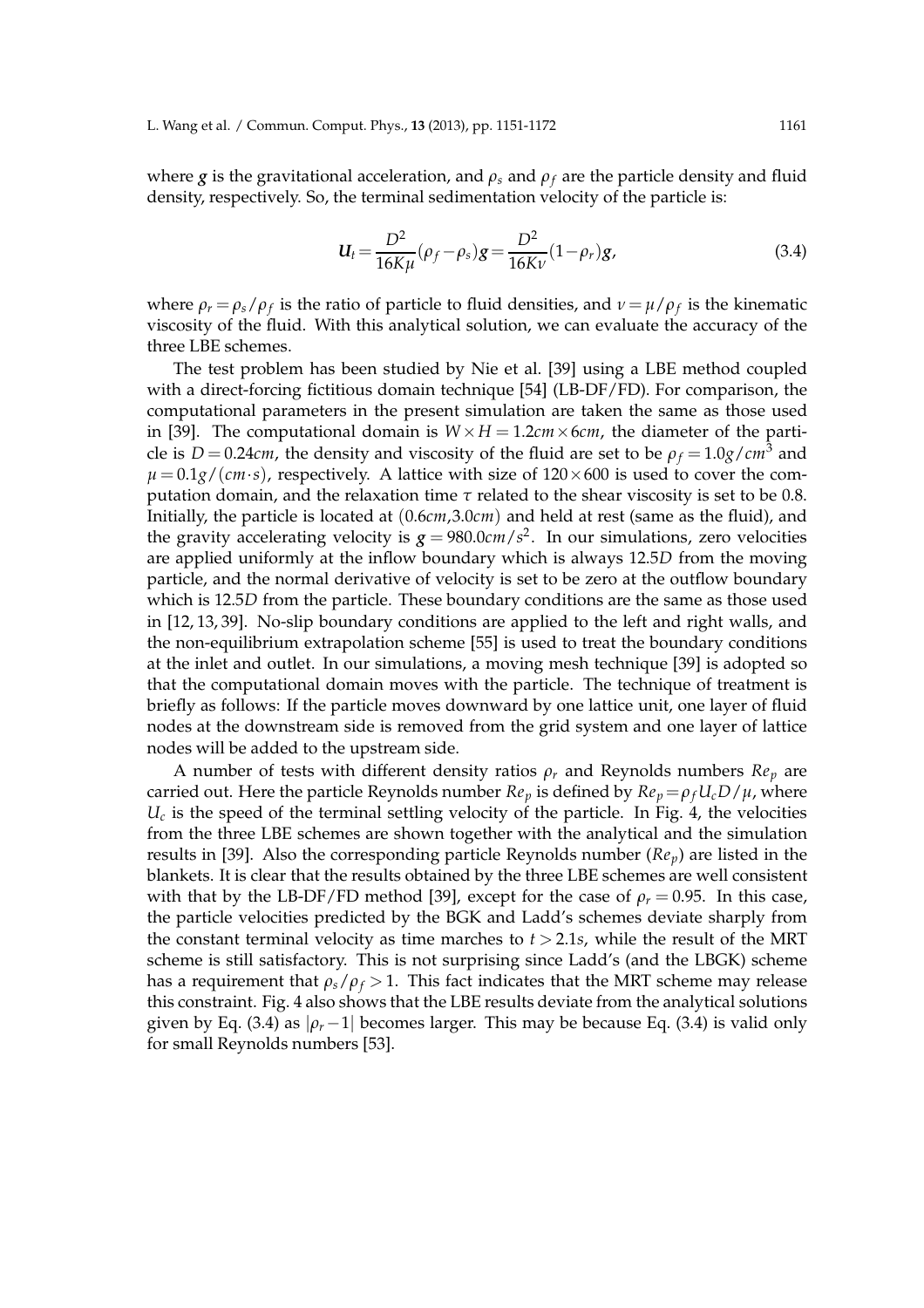where $\boldsymbol{g}$ is the gravitational acceleration, and $\rho_s$ and $\rho_f$ are the particle density and fluid density, respectively. So, the terminal sedimentation velocity of the particle is:

$$\boldsymbol{U}_t = \frac{D^2}{16K\mu}(\rho_f - \rho_s)\boldsymbol{g} = \frac{D^2}{16K\nu}(1-\rho_r)\boldsymbol{g}, \tag{3.4}$$

where $\rho_r = \rho_s/\rho_f$ is the ratio of particle to fluid densities, and $\nu = \mu/\rho_f$ is the kinematic viscosity of the fluid. With this analytical solution, we can evaluate the accuracy of the three LBE schemes.

The test problem has been studied by Nie et al. [39] using a LBE method coupled with a direct-forcing fictitious domain technique [54] (LB-DF/FD). For comparison, the computational parameters in the present simulation are taken the same as those used in [39]. The computational domain is $W \times H = 1.2cm \times 6cm$, the diameter of the particle is $D = 0.24cm$, the density and viscosity of the fluid are set to be $\rho_f = 1.0g/cm^3$ and $\mu = 0.1g/(cm \cdot s)$, respectively. A lattice with size of $120 \times 600$ is used to cover the computation domain, and the relaxation time $\tau$ related to the shear viscosity is set to be 0.8. Initially, the particle is located at $(0.6cm, 3.0cm)$ and held at rest (same as the fluid), and the gravity accelerating velocity is $\boldsymbol{g} = 980.0cm/s^2$. In our simulations, zero velocities are applied uniformly at the inflow boundary which is always $12.5D$ from the moving particle, and the normal derivative of velocity is set to be zero at the outflow boundary which is $12.5D$ from the particle. These boundary conditions are the same as those used in [12, 13, 39]. No-slip boundary conditions are applied to the left and right walls, and the non-equilibrium extrapolation scheme [55] is used to treat the boundary conditions at the inlet and outlet. In our simulations, a moving mesh technique [39] is adopted so that the computational domain moves with the particle. The technique of treatment is briefly as follows: If the particle moves downward by one lattice unit, one layer of fluid nodes at the downstream side is removed from the grid system and one layer of lattice nodes will be added to the upstream side.

A number of tests with different density ratios $\rho_r$ and Reynolds numbers $Re_p$ are carried out. Here the particle Reynolds number $Re_p$ is defined by $Re_p = \rho_f U_c D/\mu$, where $U_c$ is the speed of the terminal settling velocity of the particle. In Fig. 4, the velocities from the three LBE schemes are shown together with the analytical and the simulation results in [39]. Also the corresponding particle Reynolds number ($Re_p$) are listed in the blankets. It is clear that the results obtained by the three LBE schemes are well consistent with that by the LB-DF/FD method [39], except for the case of $\rho_r = 0.95$. In this case, the particle velocities predicted by the BGK and Ladd's schemes deviate sharply from the constant terminal velocity as time marches to $t > 2.1s$, while the result of the MRT scheme is still satisfactory. This is not surprising since Ladd's (and the LBGK) scheme has a requirement that $\rho_s/\rho_f > 1$. This fact indicates that the MRT scheme may release this constraint. Fig. 4 also shows that the LBE results deviate from the analytical solutions given by Eq. (3.4) as $|\rho_r - 1|$ becomes larger. This may be because Eq. (3.4) is valid only for small Reynolds numbers [53].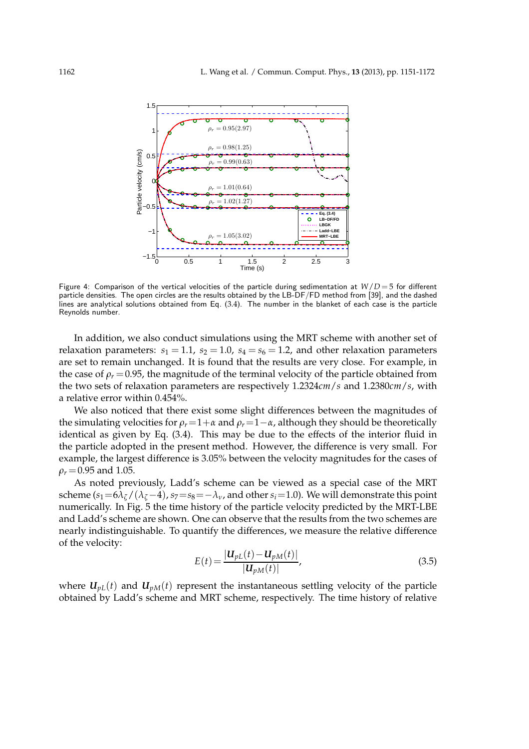Figure 4: Comparison of the vertical velocities of the particle during sedimentation at $W/D=5$ for different particle densities. The open circles are the results obtained by the LB-DF/FD method from [39], and the dashed lines are analytical solutions obtained from Eq. (3.4). The number in the blanket of each case is the particle Reynolds number.

In addition, we also conduct simulations using the MRT scheme with another set of relaxation parameters: $s_1=1.1$, $s_2=1.0$, $s_4=s_6=1.2$, and other relaxation parameters are set to remain unchanged. It is found that the results are very close. For example, in the case of $\rho_r=0.95$, the magnitude of the terminal velocity of the particle obtained from the two sets of relaxation parameters are respectively $1.2324 cm/s$ and $1.2380 cm/s$, with a relative error within 0.454%.

We also noticed that there exist some slight differences between the magnitudes of the simulating velocities for $\rho_r=1+\alpha$ and $\rho_r=1-\alpha$, although they should be theoretically identical as given by Eq. (3.4). This may be due to the effects of the interior fluid in the particle adopted in the present method. However, the difference is very small. For example, the largest difference is 3.05% between the velocity magnitudes for the cases of $\rho_r=0.95$ and 1.05.

As noted previously, Ladd's scheme can be viewed as a special case of the MRT scheme ($s_1=6\lambda_\zeta/(\lambda_\zeta-4)$, $s_7=s_8=-\lambda_\nu$, and other $s_i=1.0$). We will demonstrate this point numerically. In Fig. 5 the time history of the particle velocity predicted by the MRT-LBE and Ladd's scheme are shown. One can observe that the results from the two schemes are nearly indistinguishable. To quantify the differences, we measure the relative difference of the velocity:

$$E(t)=\frac{|\boldsymbol{U}_{pL}(t)-\boldsymbol{U}_{pM}(t)|}{|\boldsymbol{U}_{pM}(t)|}, \tag{3.5}$$

where $\boldsymbol{U}_{pL}(t)$ and $\boldsymbol{U}_{pM}(t)$ represent the instantaneous settling velocity of the particle obtained by Ladd's scheme and MRT scheme, respectively. The time history of relative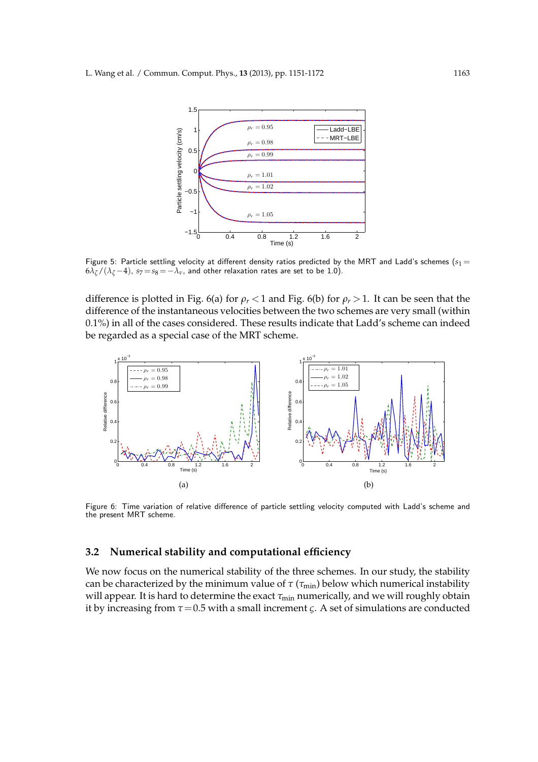Figure 5: Particle settling velocity at different density ratios predicted by the MRT and Ladd's schemes ($s_1 = 6\lambda_\zeta/(\lambda_\zeta - 4)$, $s_7 = s_8 = -\lambda_\nu$, and other relaxation rates are set to be 1.0).

difference is plotted in Fig. 6(a) for $\rho_r < 1$ and Fig. 6(b) for $\rho_r > 1$. It can be seen that the difference of the instantaneous velocities between the two schemes are very small (within 0.1%) in all of the cases considered. These results indicate that Ladd's scheme can indeed be regarded as a special case of the MRT scheme.

(a) (b)

Figure 6: Time variation of relative difference of particle settling velocity computed with Ladd's scheme and the present MRT scheme.

### 3.2 Numerical stability and computational efficiency

We now focus on the numerical stability of the three schemes. In our study, the stability can be characterized by the minimum value of $\tau$ ($\tau_{\min}$) below which numerical instability will appear. It is hard to determine the exact $\tau_{\min}$ numerically, and we will roughly obtain it by increasing from $\tau = 0.5$ with a small increment $\varsigma$. A set of simulations are conducted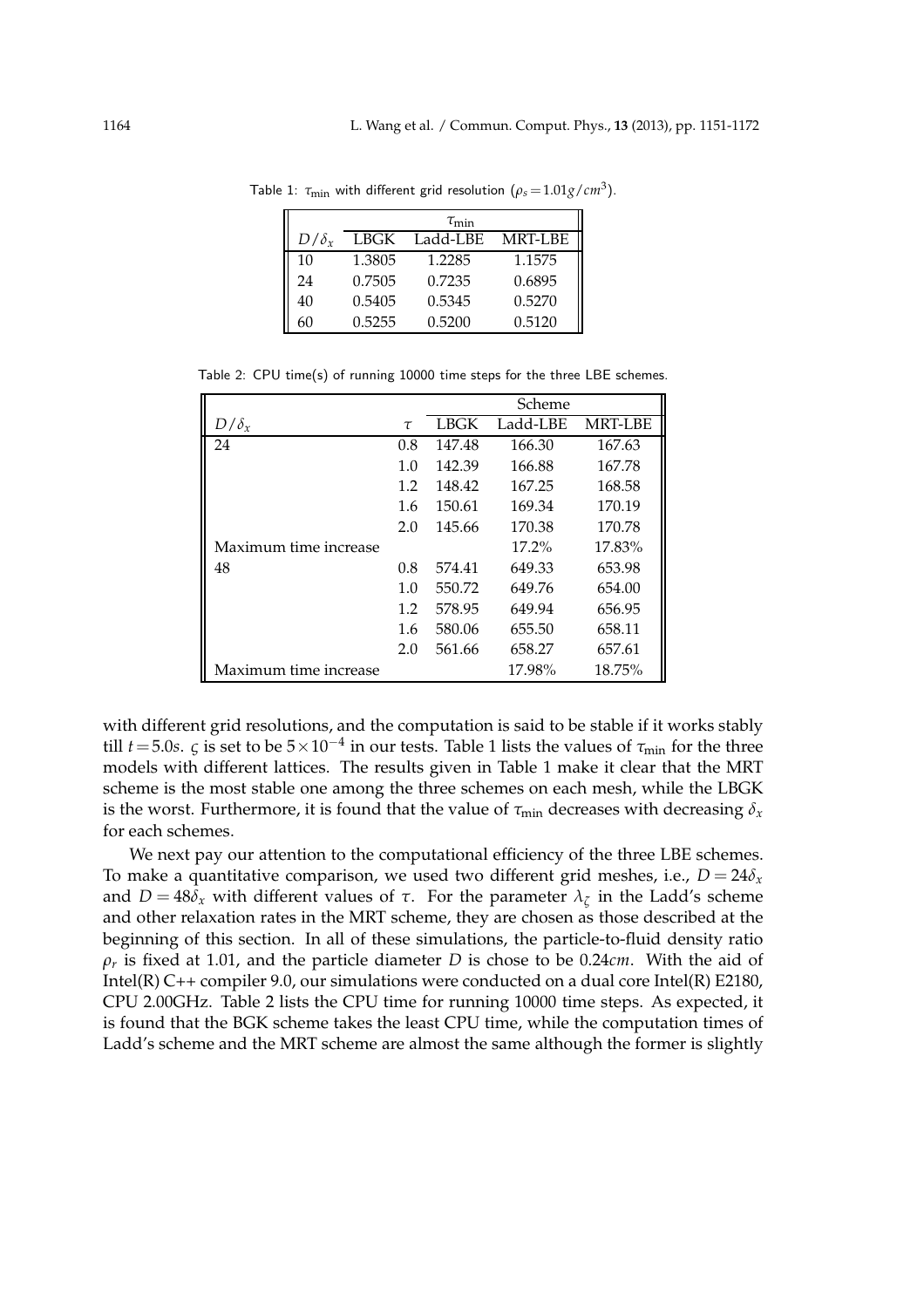Table 1: $\tau_{\min}$ with different grid resolution ($\rho_s = 1.01 g/cm^3$).

| | $\tau_{\min}$ | | |
|---|---|---|---|
| $D/\delta_x$ | LBGK | Ladd-LBE | MRT-LBE |
| 10 | 1.3805 | 1.2285 | 1.1575 |
| 24 | 0.7505 | 0.7235 | 0.6895 |
| 40 | 0.5405 | 0.5345 | 0.5270 |
| 60 | 0.5255 | 0.5200 | 0.5120 |

Table 2: CPU time(s) of running 10000 time steps for the three LBE schemes.

| | | Scheme | | |
|---|---|---|---|---|
| $D/\delta_x$ | $\tau$ | LBGK | Ladd-LBE | MRT-LBE |
| 24 | 0.8 | 147.48 | 166.30 | 167.63 |
| | 1.0 | 142.39 | 166.88 | 167.78 |
| | 1.2 | 148.42 | 167.25 | 168.58 |
| | 1.6 | 150.61 | 169.34 | 170.19 |
| | 2.0 | 145.66 | 170.38 | 170.78 |
| Maximum time increase | | | 17.2% | 17.83% |
| 48 | 0.8 | 574.41 | 649.33 | 653.98 |
| | 1.0 | 550.72 | 649.76 | 654.00 |
| | 1.2 | 578.95 | 649.94 | 656.95 |
| | 1.6 | 580.06 | 655.50 | 658.11 |
| | 2.0 | 561.66 | 658.27 | 657.61 |
| Maximum time increase | | | 17.98% | 18.75% |

with different grid resolutions, and the computation is said to be stable if it works stably till $t = 5.0s$. $\varsigma$ is set to be $5 \times 10^{-4}$ in our tests. Table 1 lists the values of $\tau_{\min}$ for the three models with different lattices. The results given in Table 1 make it clear that the MRT scheme is the most stable one among the three schemes on each mesh, while the LBGK is the worst. Furthermore, it is found that the value of $\tau_{\min}$ decreases with decreasing $\delta_x$ for each schemes.

We next pay our attention to the computational efficiency of the three LBE schemes. To make a quantitative comparison, we used two different grid meshes, i.e., $D = 24\delta_x$ and $D = 48\delta_x$ with different values of $\tau$. For the parameter $\lambda_\zeta$ in the Ladd's scheme and other relaxation rates in the MRT scheme, they are chosen as those described at the beginning of this section. In all of these simulations, the particle-to-fluid density ratio $\rho_r$ is fixed at 1.01, and the particle diameter $D$ is chose to be $0.24cm$. With the aid of Intel(R) C++ compiler 9.0, our simulations were conducted on a dual core Intel(R) E2180, CPU 2.00GHz. Table 2 lists the CPU time for running 10000 time steps. As expected, it is found that the BGK scheme takes the least CPU time, while the computation times of Ladd's scheme and the MRT scheme are almost the same although the former is slightly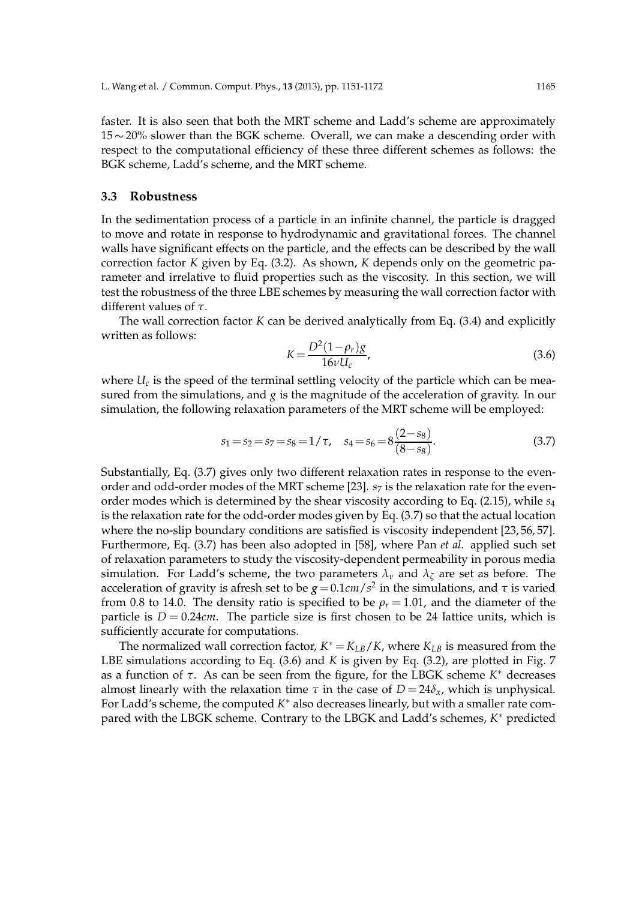faster. It is also seen that both the MRT scheme and Ladd's scheme are approximately $15\sim20\%$ slower than the BGK scheme. Overall, we can make a descending order with respect to the computational efficiency of these three different schemes as follows: the BGK scheme, Ladd's scheme, and the MRT scheme.

### 3.3 Robustness

In the sedimentation process of a particle in an infinite channel, the particle is dragged to move and rotate in response to hydrodynamic and gravitational forces. The channel walls have significant effects on the particle, and the effects can be described by the wall correction factor $K$ given by Eq. (3.2). As shown, $K$ depends only on the geometric parameter and irrelative to fluid properties such as the viscosity. In this section, we will test the robustness of the three LBE schemes by measuring the wall correction factor with different values of $\tau$.

The wall correction factor $K$ can be derived analytically from Eq. (3.4) and explicitly written as follows:

$$K=\frac{D^2(1-\rho_r)g}{16\nu U_c}, \tag{3.6}$$

where $U_c$ is the speed of the terminal settling velocity of the particle which can be measured from the simulations, and $g$ is the magnitude of the acceleration of gravity. In our simulation, the following relaxation parameters of the MRT scheme will be employed:

$$s_1=s_2=s_7=s_8=1/\tau, \quad s_4=s_6=8\frac{(2-s_8)}{(8-s_8)}. \tag{3.7}$$

Substantially, Eq. (3.7) gives only two different relaxation rates in response to the even-order and odd-order modes of the MRT scheme [23]. $s_7$ is the relaxation rate for the even-order modes which is determined by the shear viscosity according to Eq. (2.15), while $s_4$ is the relaxation rate for the odd-order modes given by Eq. (3.7) so that the actual location where the no-slip boundary conditions are satisfied is viscosity independent [23, 56, 57]. Furthermore, Eq. (3.7) has been also adopted in [58], where Pan *et al.* applied such set of relaxation parameters to study the viscosity-dependent permeability in porous media simulation. For Ladd's scheme, the two parameters $\lambda_\nu$ and $\lambda_\zeta$ are set as before. The acceleration of gravity is afresh set to be $\boldsymbol{g}=0.1cm/s^2$ in the simulations, and $\tau$ is varied from 0.8 to 14.0. The density ratio is specified to be $\rho_r=1.01$, and the diameter of the particle is $D=0.24cm$. The particle size is first chosen to be 24 lattice units, which is sufficiently accurate for computations.

The normalized wall correction factor, $K^*=K_{LB}/K$, where $K_{LB}$ is measured from the LBE simulations according to Eq. (3.6) and $K$ is given by Eq. (3.2), are plotted in Fig. 7 as a function of $\tau$. As can be seen from the figure, for the LBGK scheme $K^*$ decreases almost linearly with the relaxation time $\tau$ in the case of $D=24\delta_x$, which is unphysical. For Ladd's scheme, the computed $K^*$ also decreases linearly, but with a smaller rate compared with the LBGK scheme. Contrary to the LBGK and Ladd's schemes, $K^*$ predicted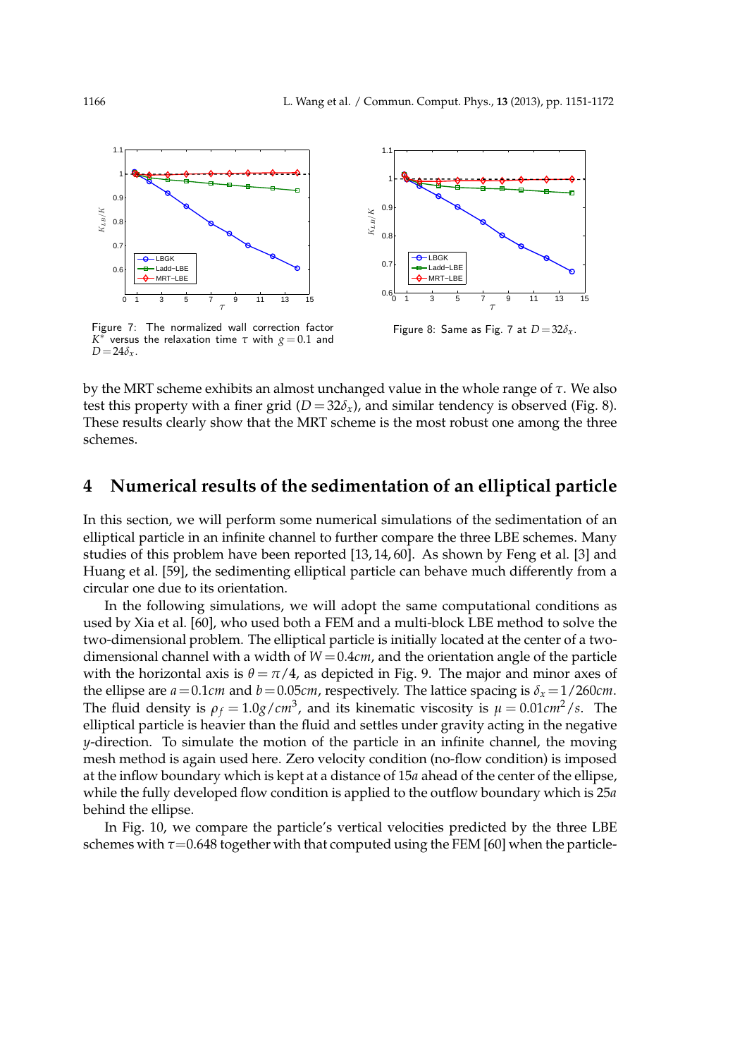Figure 7: The normalized wall correction factor $K^*$ versus the relaxation time $\tau$ with $g=0.1$ and $D=24\delta_x$.

Figure 8: Same as Fig. 7 at $D=32\delta_x$.

by the MRT scheme exhibits an almost unchanged value in the whole range of $\tau$. We also test this property with a finer grid ($D=32\delta_x$), and similar tendency is observed (Fig. 8). These results clearly show that the MRT scheme is the most robust one among the three schemes.

## 4 Numerical results of the sedimentation of an elliptical particle

In this section, we will perform some numerical simulations of the sedimentation of an elliptical particle in an infinite channel to further compare the three LBE schemes. Many studies of this problem have been reported [13, 14, 60]. As shown by Feng et al. [3] and Huang et al. [59], the sedimenting elliptical particle can behave much differently from a circular one due to its orientation.

In the following simulations, we will adopt the same computational conditions as used by Xia et al. [60], who used both a FEM and a multi-block LBE method to solve the two-dimensional problem. The elliptical particle is initially located at the center of a two-dimensional channel with a width of $W=0.4cm$, and the orientation angle of the particle with the horizontal axis is $\theta=\pi/4$, as depicted in Fig. 9. The major and minor axes of the ellipse are $a=0.1cm$ and $b=0.05cm$, respectively. The lattice spacing is $\delta_x=1/260cm$. The fluid density is $\rho_f=1.0g/cm^3$, and its kinematic viscosity is $\mu=0.01cm^2/s$. The elliptical particle is heavier than the fluid and settles under gravity acting in the negative $y$-direction. To simulate the motion of the particle in an infinite channel, the moving mesh method is again used here. Zero velocity condition (no-flow condition) is imposed at the inflow boundary which is kept at a distance of $15a$ ahead of the center of the ellipse, while the fully developed flow condition is applied to the outflow boundary which is $25a$ behind the ellipse.

In Fig. 10, we compare the particle's vertical velocities predicted by the three LBE schemes with $\tau=0.648$ together with that computed using the FEM [60] when the particle-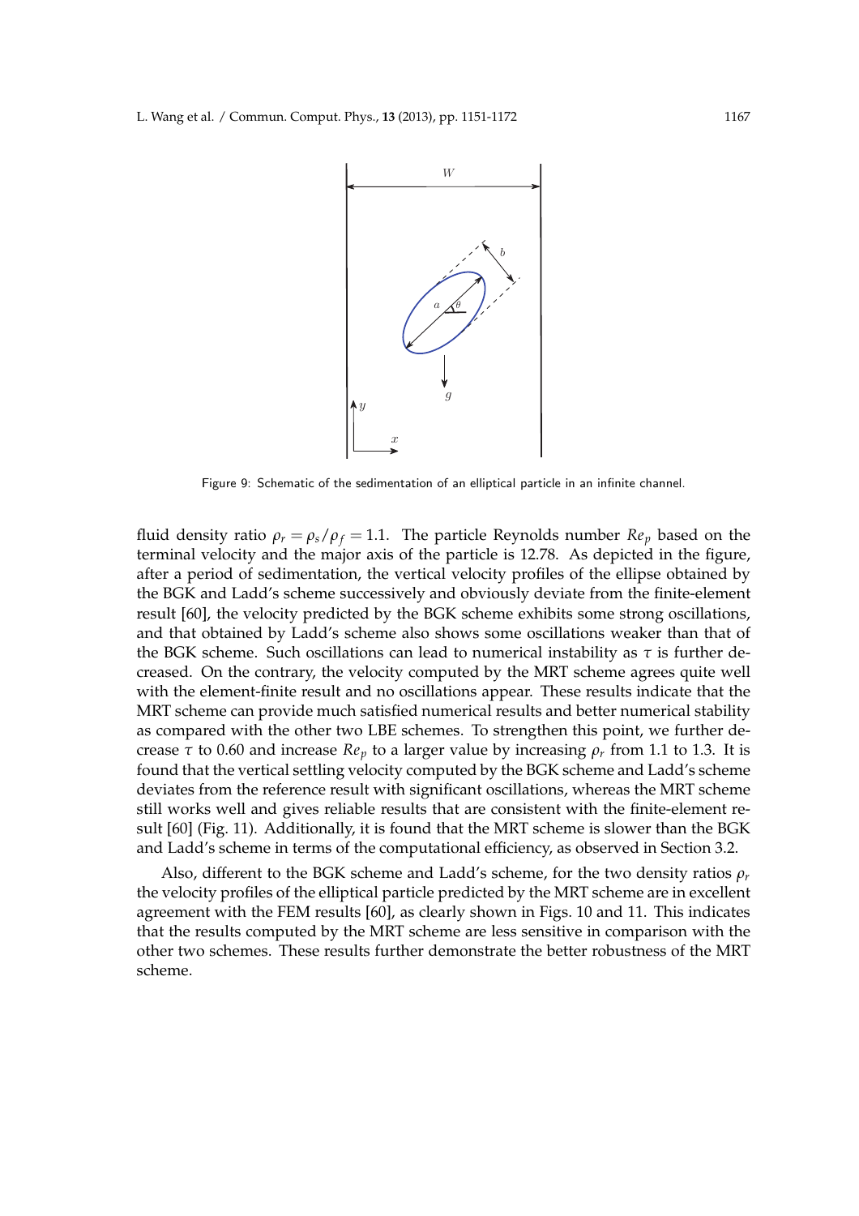Figure 9: Schematic of the sedimentation of an elliptical particle in an infinite channel.

fluid density ratio $\rho_r = \rho_s/\rho_f = 1.1$. The particle Reynolds number $Re_p$ based on the terminal velocity and the major axis of the particle is 12.78. As depicted in the figure, after a period of sedimentation, the vertical velocity profiles of the ellipse obtained by the BGK and Ladd's scheme successively and obviously deviate from the finite-element result [60], the velocity predicted by the BGK scheme exhibits some strong oscillations, and that obtained by Ladd's scheme also shows some oscillations weaker than that of the BGK scheme. Such oscillations can lead to numerical instability as $\tau$ is further decreased. On the contrary, the velocity computed by the MRT scheme agrees quite well with the element-finite result and no oscillations appear. These results indicate that the MRT scheme can provide much satisfied numerical results and better numerical stability as compared with the other two LBE schemes. To strengthen this point, we further decrease $\tau$ to 0.60 and increase $Re_p$ to a larger value by increasing $\rho_r$ from 1.1 to 1.3. It is found that the vertical settling velocity computed by the BGK scheme and Ladd's scheme deviates from the reference result with significant oscillations, whereas the MRT scheme still works well and gives reliable results that are consistent with the finite-element result [60] (Fig. 11). Additionally, it is found that the MRT scheme is slower than the BGK and Ladd's scheme in terms of the computational efficiency, as observed in Section 3.2.

Also, different to the BGK scheme and Ladd's scheme, for the two density ratios $\rho_r$ the velocity profiles of the elliptical particle predicted by the MRT scheme are in excellent agreement with the FEM results [60], as clearly shown in Figs. 10 and 11. This indicates that the results computed by the MRT scheme are less sensitive in comparison with the other two schemes. These results further demonstrate the better robustness of the MRT scheme.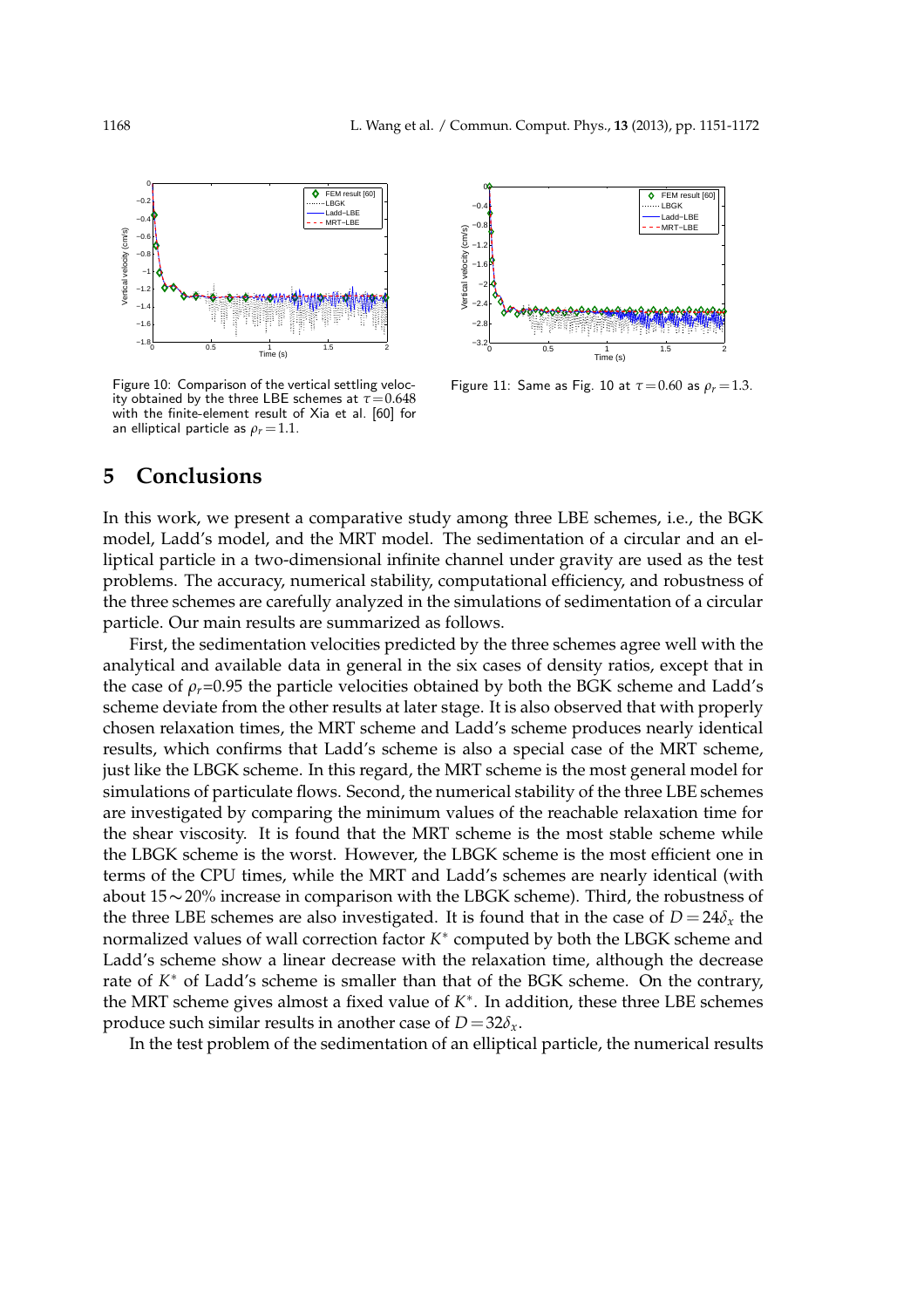Figure 10: Comparison of the vertical settling velocity obtained by the three LBE schemes at $\tau = 0.648$ with the finite-element result of Xia et al. [60] for an elliptical particle as $\rho_r = 1.1$.

Figure 11: Same as Fig. 10 at $\tau = 0.60$ as $\rho_r = 1.3$.

## 5 Conclusions

In this work, we present a comparative study among three LBE schemes, i.e., the BGK model, Ladd's model, and the MRT model. The sedimentation of a circular and an elliptical particle in a two-dimensional infinite channel under gravity are used as the test problems. The accuracy, numerical stability, computational efficiency, and robustness of the three schemes are carefully analyzed in the simulations of sedimentation of a circular particle. Our main results are summarized as follows.

First, the sedimentation velocities predicted by the three schemes agree well with the analytical and available data in general in the six cases of density ratios, except that in the case of $\rho_r$=0.95 the particle velocities obtained by both the BGK scheme and Ladd's scheme deviate from the other results at later stage. It is also observed that with properly chosen relaxation times, the MRT scheme and Ladd's scheme produces nearly identical results, which confirms that Ladd's scheme is also a special case of the MRT scheme, just like the LBGK scheme. In this regard, the MRT scheme is the most general model for simulations of particulate flows. Second, the numerical stability of the three LBE schemes are investigated by comparing the minimum values of the reachable relaxation time for the shear viscosity. It is found that the MRT scheme is the most stable scheme while the LBGK scheme is the worst. However, the LBGK scheme is the most efficient one in terms of the CPU times, while the MRT and Ladd's schemes are nearly identical (with about $15\sim20\%$ increase in comparison with the LBGK scheme). Third, the robustness of the three LBE schemes are also investigated. It is found that in the case of $D=24\delta_x$ the normalized values of wall correction factor $K^*$ computed by both the LBGK scheme and Ladd's scheme show a linear decrease with the relaxation time, although the decrease rate of $K^*$ of Ladd's scheme is smaller than that of the BGK scheme. On the contrary, the MRT scheme gives almost a fixed value of $K^*$. In addition, these three LBE schemes produce such similar results in another case of $D=32\delta_x$.

In the test problem of the sedimentation of an elliptical particle, the numerical results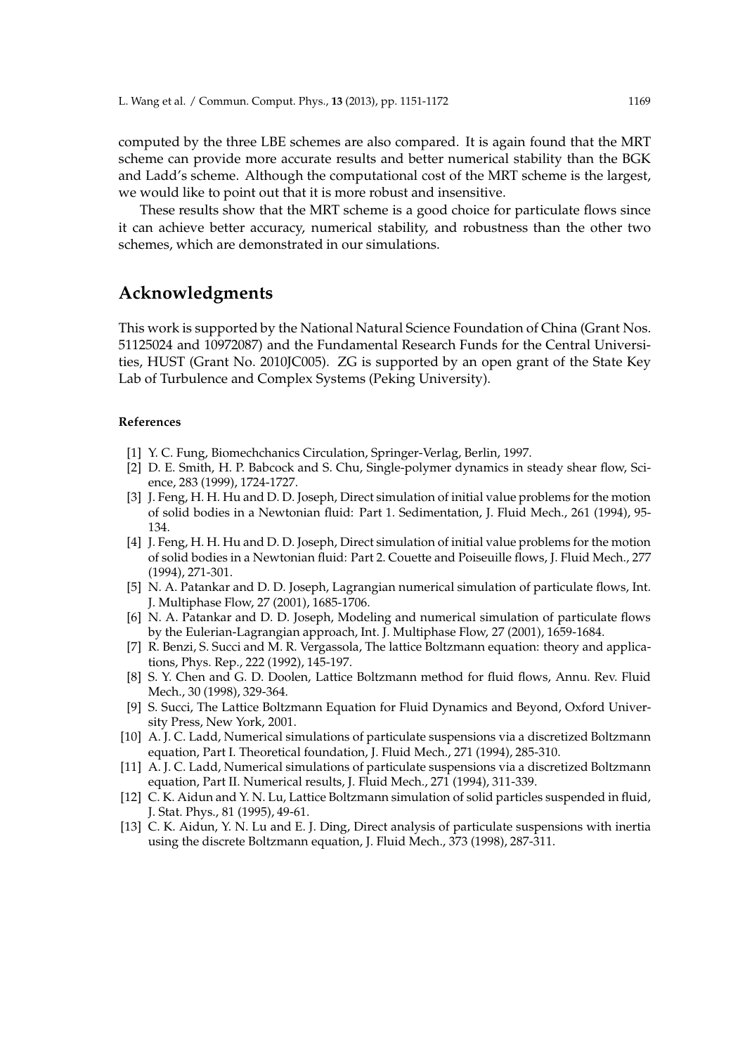computed by the three LBE schemes are also compared. It is again found that the MRT scheme can provide more accurate results and better numerical stability than the BGK and Ladd's scheme. Although the computational cost of the MRT scheme is the largest, we would like to point out that it is more robust and insensitive.

These results show that the MRT scheme is a good choice for particulate flows since it can achieve better accuracy, numerical stability, and robustness than the other two schemes, which are demonstrated in our simulations.

## Acknowledgments

This work is supported by the National Natural Science Foundation of China (Grant Nos. 51125024 and 10972087) and the Fundamental Research Funds for the Central Universities, HUST (Grant No. 2010JC005). ZG is supported by an open grant of the State Key Lab of Turbulence and Complex Systems (Peking University).

### References

[1] Y. C. Fung, Biomechchanics Circulation, Springer-Verlag, Berlin, 1997.

[2] D. E. Smith, H. P. Babcock and S. Chu, Single-polymer dynamics in steady shear flow, Science, 283 (1999), 1724-1727.

[3] J. Feng, H. H. Hu and D. D. Joseph, Direct simulation of initial value problems for the motion of solid bodies in a Newtonian fluid: Part 1. Sedimentation, J. Fluid Mech., 261 (1994), 95-134.

[4] J. Feng, H. H. Hu and D. D. Joseph, Direct simulation of initial value problems for the motion of solid bodies in a Newtonian fluid: Part 2. Couette and Poiseuille flows, J. Fluid Mech., 277 (1994), 271-301.

[5] N. A. Patankar and D. D. Joseph, Lagrangian numerical simulation of particulate flows, Int. J. Multiphase Flow, 27 (2001), 1685-1706.

[6] N. A. Patankar and D. D. Joseph, Modeling and numerical simulation of particulate flows by the Eulerian-Lagrangian approach, Int. J. Multiphase Flow, 27 (2001), 1659-1684.

[7] R. Benzi, S. Succi and M. R. Vergassola, The lattice Boltzmann equation: theory and applications, Phys. Rep., 222 (1992), 145-197.

[8] S. Y. Chen and G. D. Doolen, Lattice Boltzmann method for fluid flows, Annu. Rev. Fluid Mech., 30 (1998), 329-364.

[9] S. Succi, The Lattice Boltzmann Equation for Fluid Dynamics and Beyond, Oxford University Press, New York, 2001.

[10] A. J. C. Ladd, Numerical simulations of particulate suspensions via a discretized Boltzmann equation, Part I. Theoretical foundation, J. Fluid Mech., 271 (1994), 285-310.

[11] A. J. C. Ladd, Numerical simulations of particulate suspensions via a discretized Boltzmann equation, Part II. Numerical results, J. Fluid Mech., 271 (1994), 311-339.

[12] C. K. Aidun and Y. N. Lu, Lattice Boltzmann simulation of solid particles suspended in fluid, J. Stat. Phys., 81 (1995), 49-61.

[13] C. K. Aidun, Y. N. Lu and E. J. Ding, Direct analysis of particulate suspensions with inertia using the discrete Boltzmann equation, J. Fluid Mech., 373 (1998), 287-311.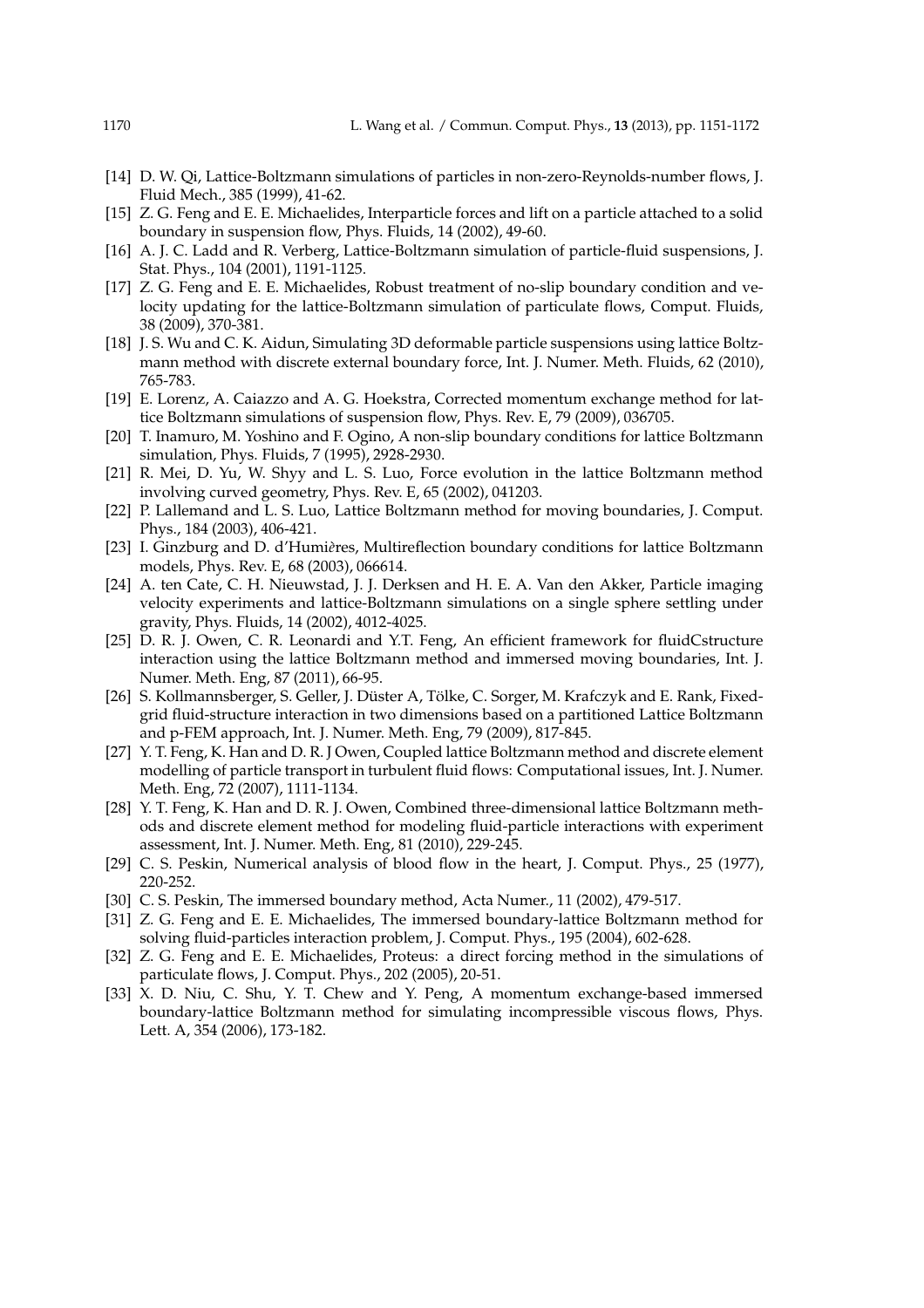[14] D. W. Qi, Lattice-Boltzmann simulations of particles in non-zero-Reynolds-number flows, J. Fluid Mech., 385 (1999), 41-62.

[15] Z. G. Feng and E. E. Michaelides, Interparticle forces and lift on a particle attached to a solid boundary in suspension flow, Phys. Fluids, 14 (2002), 49-60.

[16] A. J. C. Ladd and R. Verberg, Lattice-Boltzmann simulation of particle-fluid suspensions, J. Stat. Phys., 104 (2001), 1191-1125.

[17] Z. G. Feng and E. E. Michaelides, Robust treatment of no-slip boundary condition and velocity updating for the lattice-Boltzmann simulation of particulate flows, Comput. Fluids, 38 (2009), 370-381.

[18] J. S. Wu and C. K. Aidun, Simulating 3D deformable particle suspensions using lattice Boltzmann method with discrete external boundary force, Int. J. Numer. Meth. Fluids, 62 (2010), 765-783.

[19] E. Lorenz, A. Caiazzo and A. G. Hoekstra, Corrected momentum exchange method for lattice Boltzmann simulations of suspension flow, Phys. Rev. E, 79 (2009), 036705.

[20] T. Inamuro, M. Yoshino and F. Ogino, A non-slip boundary conditions for lattice Boltzmann simulation, Phys. Fluids, 7 (1995), 2928-2930.

[21] R. Mei, D. Yu, W. Shyy and L. S. Luo, Force evolution in the lattice Boltzmann method involving curved geometry, Phys. Rev. E, 65 (2002), 041203.

[22] P. Lallemand and L. S. Luo, Lattice Boltzmann method for moving boundaries, J. Comput. Phys., 184 (2003), 406-421.

[23] I. Ginzburg and D. d'Humières, Multireflection boundary conditions for lattice Boltzmann models, Phys. Rev. E, 68 (2003), 066614.

[24] A. ten Cate, C. H. Nieuwstad, J. J. Derksen and H. E. A. Van den Akker, Particle imaging velocity experiments and lattice-Boltzmann simulations on a single sphere settling under gravity, Phys. Fluids, 14 (2002), 4012-4025.

[25] D. R. J. Owen, C. R. Leonardi and Y.T. Feng, An efficient framework for fluidCstructure interaction using the lattice Boltzmann method and immersed moving boundaries, Int. J. Numer. Meth. Eng, 87 (2011), 66-95.

[26] S. Kollmannsberger, S. Geller, J. Düster A, Tölke, C. Sorger, M. Krafczyk and E. Rank, Fixed-grid fluid-structure interaction in two dimensions based on a partitioned Lattice Boltzmann and p-FEM approach, Int. J. Numer. Meth. Eng, 79 (2009), 817-845.

[27] Y. T. Feng, K. Han and D. R. J Owen, Coupled lattice Boltzmann method and discrete element modelling of particle transport in turbulent fluid flows: Computational issues, Int. J. Numer. Meth. Eng, 72 (2007), 1111-1134.

[28] Y. T. Feng, K. Han and D. R. J. Owen, Combined three-dimensional lattice Boltzmann methods and discrete element method for modeling fluid-particle interactions with experiment assessment, Int. J. Numer. Meth. Eng, 81 (2010), 229-245.

[29] C. S. Peskin, Numerical analysis of blood flow in the heart, J. Comput. Phys., 25 (1977), 220-252.

[30] C. S. Peskin, The immersed boundary method, Acta Numer., 11 (2002), 479-517.

[31] Z. G. Feng and E. E. Michaelides, The immersed boundary-lattice Boltzmann method for solving fluid-particles interaction problem, J. Comput. Phys., 195 (2004), 602-628.

[32] Z. G. Feng and E. E. Michaelides, Proteus: a direct forcing method in the simulations of particulate flows, J. Comput. Phys., 202 (2005), 20-51.

[33] X. D. Niu, C. Shu, Y. T. Chew and Y. Peng, A momentum exchange-based immersed boundary-lattice Boltzmann method for simulating incompressible viscous flows, Phys. Lett. A, 354 (2006), 173-182.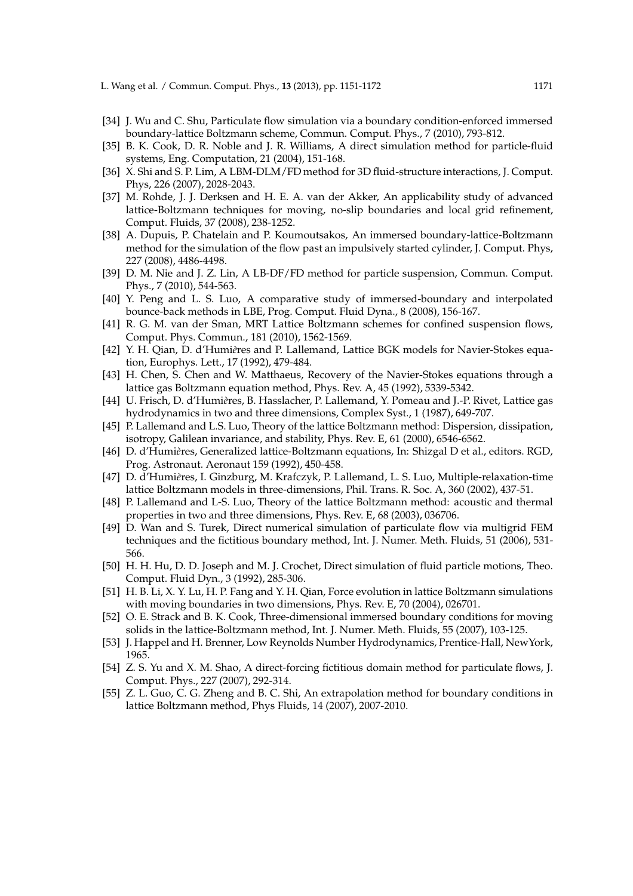[34] J. Wu and C. Shu, Particulate flow simulation via a boundary condition-enforced immersed boundary-lattice Boltzmann scheme, Commun. Comput. Phys., 7 (2010), 793-812.

[35] B. K. Cook, D. R. Noble and J. R. Williams, A direct simulation method for particle-fluid systems, Eng. Computation, 21 (2004), 151-168.

[36] X. Shi and S. P. Lim, A LBM-DLM/FD method for 3D fluid-structure interactions, J. Comput. Phys, 226 (2007), 2028-2043.

[37] M. Rohde, J. J. Derksen and H. E. A. van der Akker, An applicability study of advanced lattice-Boltzmann techniques for moving, no-slip boundaries and local grid refinement, Comput. Fluids, 37 (2008), 238-1252.

[38] A. Dupuis, P. Chatelain and P. Koumoutsakos, An immersed boundary-lattice-Boltzmann method for the simulation of the flow past an impulsively started cylinder, J. Comput. Phys, 227 (2008), 4486-4498.

[39] D. M. Nie and J. Z. Lin, A LB-DF/FD method for particle suspension, Commun. Comput. Phys., 7 (2010), 544-563.

[40] Y. Peng and L. S. Luo, A comparative study of immersed-boundary and interpolated bounce-back methods in LBE, Prog. Comput. Fluid Dyna., 8 (2008), 156-167.

[41] R. G. M. van der Sman, MRT Lattice Boltzmann schemes for confined suspension flows, Comput. Phys. Commun., 181 (2010), 1562-1569.

[42] Y. H. Qian, D. d'Humières and P. Lallemand, Lattice BGK models for Navier-Stokes equation, Europhys. Lett., 17 (1992), 479-484.

[43] H. Chen, S. Chen and W. Matthaeus, Recovery of the Navier-Stokes equations through a lattice gas Boltzmann equation method, Phys. Rev. A, 45 (1992), 5339-5342.

[44] U. Frisch, D. d'Humières, B. Hasslacher, P. Lallemand, Y. Pomeau and J.-P. Rivet, Lattice gas hydrodynamics in two and three dimensions, Complex Syst., 1 (1987), 649-707.

[45] P. Lallemand and L.S. Luo, Theory of the lattice Boltzmann method: Dispersion, dissipation, isotropy, Galilean invariance, and stability, Phys. Rev. E, 61 (2000), 6546-6562.

[46] D. d'Humières, Generalized lattice-Boltzmann equations, In: Shizgal D et al., editors. RGD, Prog. Astronaut. Aeronaut 159 (1992), 450-458.

[47] D. d'Humières, I. Ginzburg, M. Krafczyk, P. Lallemand, L. S. Luo, Multiple-relaxation-time lattice Boltzmann models in three-dimensions, Phil. Trans. R. Soc. A, 360 (2002), 437-51.

[48] P. Lallemand and L-S. Luo, Theory of the lattice Boltzmann method: acoustic and thermal properties in two and three dimensions, Phys. Rev. E, 68 (2003), 036706.

[49] D. Wan and S. Turek, Direct numerical simulation of particulate flow via multigrid FEM techniques and the fictitious boundary method, Int. J. Numer. Meth. Fluids, 51 (2006), 531-566.

[50] H. H. Hu, D. D. Joseph and M. J. Crochet, Direct simulation of fluid particle motions, Theo. Comput. Fluid Dyn., 3 (1992), 285-306.

[51] H. B. Li, X. Y. Lu, H. P. Fang and Y. H. Qian, Force evolution in lattice Boltzmann simulations with moving boundaries in two dimensions, Phys. Rev. E, 70 (2004), 026701.

[52] O. E. Strack and B. K. Cook, Three-dimensional immersed boundary conditions for moving solids in the lattice-Boltzmann method, Int. J. Numer. Meth. Fluids, 55 (2007), 103-125.

[53] J. Happel and H. Brenner, Low Reynolds Number Hydrodynamics, Prentice-Hall, NewYork, 1965.

[54] Z. S. Yu and X. M. Shao, A direct-forcing fictitious domain method for particulate flows, J. Comput. Phys., 227 (2007), 292-314.

[55] Z. L. Guo, C. G. Zheng and B. C. Shi, An extrapolation method for boundary conditions in lattice Boltzmann method, Phys Fluids, 14 (2007), 2007-2010.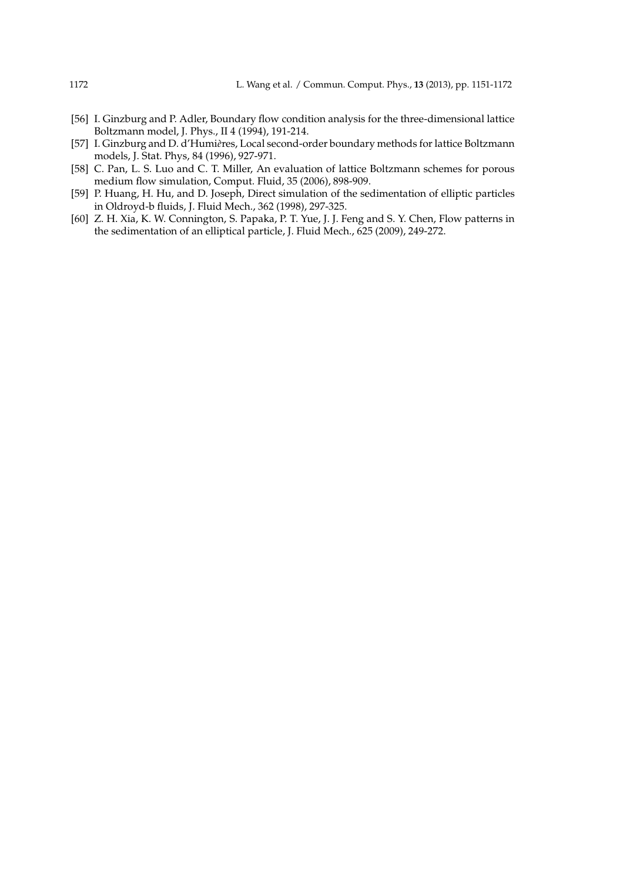[56] I. Ginzburg and P. Adler, Boundary flow condition analysis for the three-dimensional lattice Boltzmann model, J. Phys., II 4 (1994), 191-214.

[57] I. Ginzburg and D. d'Humiѐres, Local second-order boundary methods for lattice Boltzmann models, J. Stat. Phys, 84 (1996), 927-971.

[58] C. Pan, L. S. Luo and C. T. Miller, An evaluation of lattice Boltzmann schemes for porous medium flow simulation, Comput. Fluid, 35 (2006), 898-909.

[59] P. Huang, H. Hu, and D. Joseph, Direct simulation of the sedimentation of elliptic particles in Oldroyd-b fluids, J. Fluid Mech., 362 (1998), 297-325.

[60] Z. H. Xia, K. W. Connington, S. Papaka, P. T. Yue, J. J. Feng and S. Y. Chen, Flow patterns in the sedimentation of an elliptical particle, J. Fluid Mech., 625 (2009), 249-272.